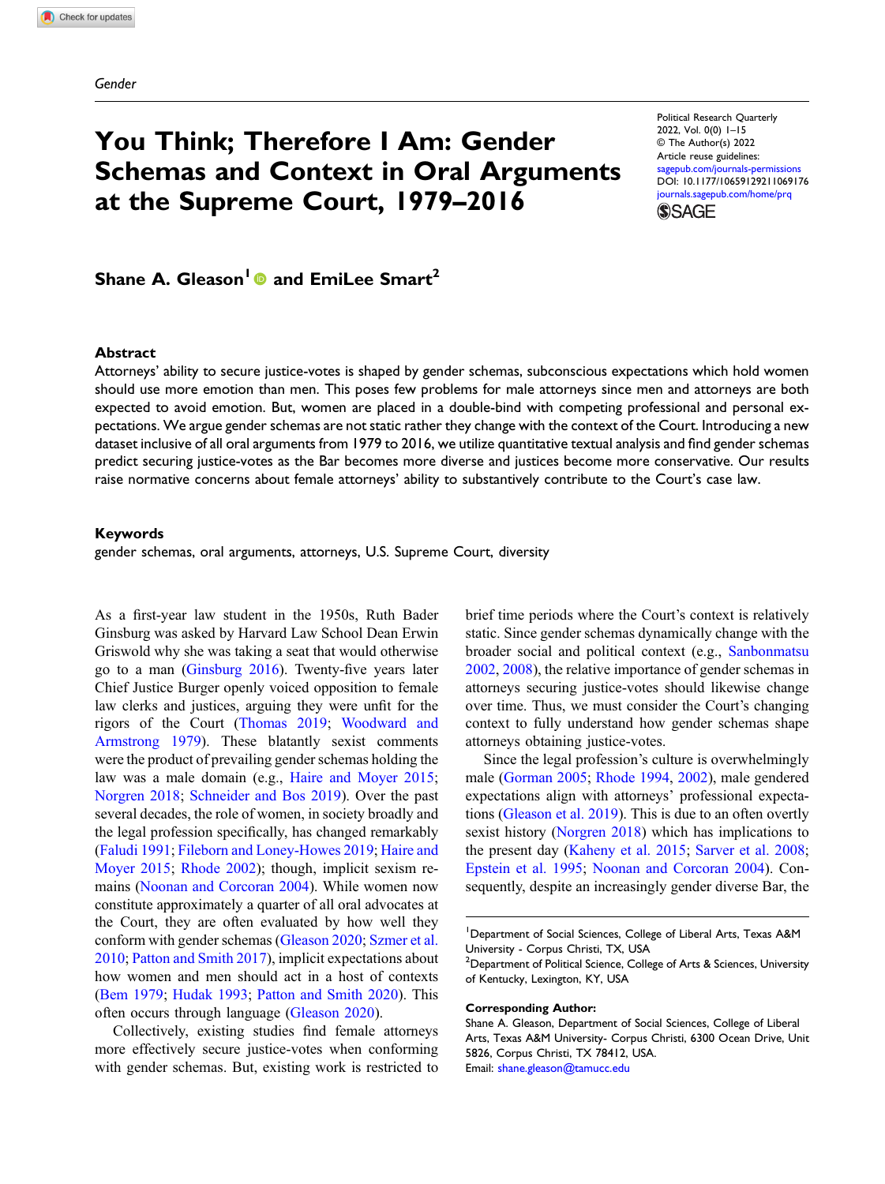Gender

# You Think; Therefore I Am: Gender Schemas and Context in Oral Arguments at the Supreme Court, 1979–2016

Political Research Quarterly
2022, Vol. 0(0) 1–15
© The Author(s) 2022
Article reuse guidelines:
sagepub.com/journals-permissions
DOI: 10.1177/10659129211069176
journals.sagepub.com/home/prq

**Shane A. Gleason**[1] **and EmiLee Smart**[2]

## Abstract

Attorneys' ability to secure justice-votes is shaped by gender schemas, subconscious expectations which hold women should use more emotion than men. This poses few problems for male attorneys since men and attorneys are both expected to avoid emotion. But, women are placed in a double-bind with competing professional and personal expectations. We argue gender schemas are not static rather they change with the context of the Court. Introducing a new dataset inclusive of all oral arguments from 1979 to 2016, we utilize quantitative textual analysis and find gender schemas predict securing justice-votes as the Bar becomes more diverse and justices become more conservative. Our results raise normative concerns about female attorneys' ability to substantively contribute to the Court's case law.

## Keywords

gender schemas, oral arguments, attorneys, U.S. Supreme Court, diversity

As a first-year law student in the 1950s, Ruth Bader Ginsburg was asked by Harvard Law School Dean Erwin Griswold why she was taking a seat that would otherwise go to a man (Ginsburg 2016). Twenty-five years later Chief Justice Burger openly voiced opposition to female law clerks and justices, arguing they were unfit for the rigors of the Court (Thomas 2019; Woodward and Armstrong 1979). These blatantly sexist comments were the product of prevailing gender schemas holding the law was a male domain (e.g., Haire and Moyer 2015; Norgren 2018; Schneider and Bos 2019). Over the past several decades, the role of women, in society broadly and the legal profession specifically, has changed remarkably (Faludi 1991; Fileborn and Loney-Howes 2019; Haire and Moyer 2015; Rhode 2002); though, implicit sexism remains (Noonan and Corcoran 2004). While women now constitute approximately a quarter of all oral advocates at the Court, they are often evaluated by how well they conform with gender schemas (Gleason 2020; Szmer et al. 2010; Patton and Smith 2017), implicit expectations about how women and men should act in a host of contexts (Bem 1979; Hudak 1993; Patton and Smith 2020). This often occurs through language (Gleason 2020).

Collectively, existing studies find female attorneys more effectively secure justice-votes when conforming with gender schemas. But, existing work is restricted to brief time periods where the Court's context is relatively static. Since gender schemas dynamically change with the broader social and political context (e.g., Sanbonmatsu 2002, 2008), the relative importance of gender schemas in attorneys securing justice-votes should likewise change over time. Thus, we must consider the Court's changing context to fully understand how gender schemas shape attorneys obtaining justice-votes.

Since the legal profession's culture is overwhelmingly male (Gorman 2005; Rhode 1994, 2002), male gendered expectations align with attorneys' professional expectations (Gleason et al. 2019). This is due to an often overtly sexist history (Norgren 2018) which has implications to the present day (Kaheny et al. 2015; Sarver et al. 2008; Epstein et al. 1995; Noonan and Corcoran 2004). Consequently, despite an increasingly gender diverse Bar, the

[1]Department of Social Sciences, College of Liberal Arts, Texas A&M University - Corpus Christi, TX, USA
[2]Department of Political Science, College of Arts & Sciences, University of Kentucky, Lexington, KY, USA

**Corresponding Author:**
Shane A. Gleason, Department of Social Sciences, College of Liberal Arts, Texas A&M University- Corpus Christi, 6300 Ocean Drive, Unit 5826, Corpus Christi, TX 78412, USA.
Email: shane.gleason@tamucc.edu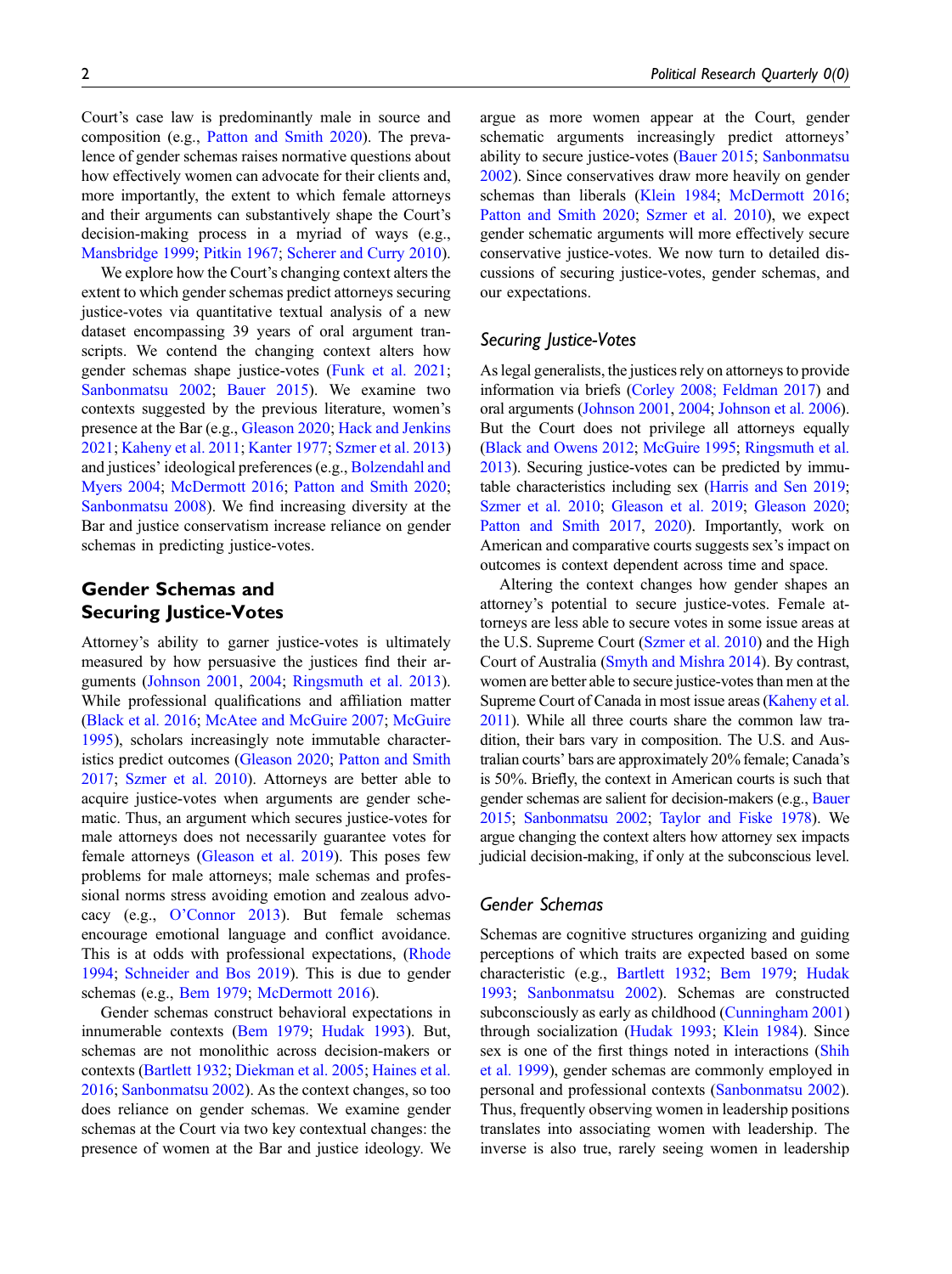Court's case law is predominantly male in source and composition (e.g., Patton and Smith 2020). The prevalence of gender schemas raises normative questions about how effectively women can advocate for their clients and, more importantly, the extent to which female attorneys and their arguments can substantively shape the Court's decision-making process in a myriad of ways (e.g., Mansbridge 1999; Pitkin 1967; Scherer and Curry 2010).

We explore how the Court's changing context alters the extent to which gender schemas predict attorneys securing justice-votes via quantitative textual analysis of a new dataset encompassing 39 years of oral argument transcripts. We contend the changing context alters how gender schemas shape justice-votes (Funk et al. 2021; Sanbonmatsu 2002; Bauer 2015). We examine two contexts suggested by the previous literature, women's presence at the Bar (e.g., Gleason 2020; Hack and Jenkins 2021; Kaheny et al. 2011; Kanter 1977; Szmer et al. 2013) and justices' ideological preferences (e.g., Bolzendahl and Myers 2004; McDermott 2016; Patton and Smith 2020; Sanbonmatsu 2008). We find increasing diversity at the Bar and justice conservatism increase reliance on gender schemas in predicting justice-votes.

## Gender Schemas and Securing Justice-Votes

Attorney's ability to garner justice-votes is ultimately measured by how persuasive the justices find their arguments (Johnson 2001, 2004; Ringsmuth et al. 2013). While professional qualifications and affiliation matter (Black et al. 2016; McAtee and McGuire 2007; McGuire 1995), scholars increasingly note immutable characteristics predict outcomes (Gleason 2020; Patton and Smith 2017; Szmer et al. 2010). Attorneys are better able to acquire justice-votes when arguments are gender schematic. Thus, an argument which secures justice-votes for male attorneys does not necessarily guarantee votes for female attorneys (Gleason et al. 2019). This poses few problems for male attorneys; male schemas and professional norms stress avoiding emotion and zealous advocacy (e.g., O'Connor 2013). But female schemas encourage emotional language and conflict avoidance. This is at odds with professional expectations, (Rhode 1994; Schneider and Bos 2019). This is due to gender schemas (e.g., Bem 1979; McDermott 2016).

Gender schemas construct behavioral expectations in innumerable contexts (Bem 1979; Hudak 1993). But, schemas are not monolithic across decision-makers or contexts (Bartlett 1932; Diekman et al. 2005; Haines et al. 2016; Sanbonmatsu 2002). As the context changes, so too does reliance on gender schemas. We examine gender schemas at the Court via two key contextual changes: the presence of women at the Bar and justice ideology. We argue as more women appear at the Court, gender schematic arguments increasingly predict attorneys' ability to secure justice-votes (Bauer 2015; Sanbonmatsu 2002). Since conservatives draw more heavily on gender schemas than liberals (Klein 1984; McDermott 2016; Patton and Smith 2020; Szmer et al. 2010), we expect gender schematic arguments will more effectively secure conservative justice-votes. We now turn to detailed discussions of securing justice-votes, gender schemas, and our expectations.

### *Securing Justice-Votes*

As legal generalists, the justices rely on attorneys to provide information via briefs (Corley 2008; Feldman 2017) and oral arguments (Johnson 2001, 2004; Johnson et al. 2006). But the Court does not privilege all attorneys equally (Black and Owens 2012; McGuire 1995; Ringsmuth et al. 2013). Securing justice-votes can be predicted by immutable characteristics including sex (Harris and Sen 2019; Szmer et al. 2010; Gleason et al. 2019; Gleason 2020; Patton and Smith 2017, 2020). Importantly, work on American and comparative courts suggests sex's impact on outcomes is context dependent across time and space.

Altering the context changes how gender shapes an attorney's potential to secure justice-votes. Female attorneys are less able to secure votes in some issue areas at the U.S. Supreme Court (Szmer et al. 2010) and the High Court of Australia (Smyth and Mishra 2014). By contrast, women are better able to secure justice-votes than men at the Supreme Court of Canada in most issue areas (Kaheny et al. 2011). While all three courts share the common law tradition, their bars vary in composition. The U.S. and Australian courts' bars are approximately 20% female; Canada's is 50%. Briefly, the context in American courts is such that gender schemas are salient for decision-makers (e.g., Bauer 2015; Sanbonmatsu 2002; Taylor and Fiske 1978). We argue changing the context alters how attorney sex impacts judicial decision-making, if only at the subconscious level.

### *Gender Schemas*

Schemas are cognitive structures organizing and guiding perceptions of which traits are expected based on some characteristic (e.g., Bartlett 1932; Bem 1979; Hudak 1993; Sanbonmatsu 2002). Schemas are constructed subconsciously as early as childhood (Cunningham 2001) through socialization (Hudak 1993; Klein 1984). Since sex is one of the first things noted in interactions (Shih et al. 1999), gender schemas are commonly employed in personal and professional contexts (Sanbonmatsu 2002). Thus, frequently observing women in leadership positions translates into associating women with leadership. The inverse is also true, rarely seeing women in leadership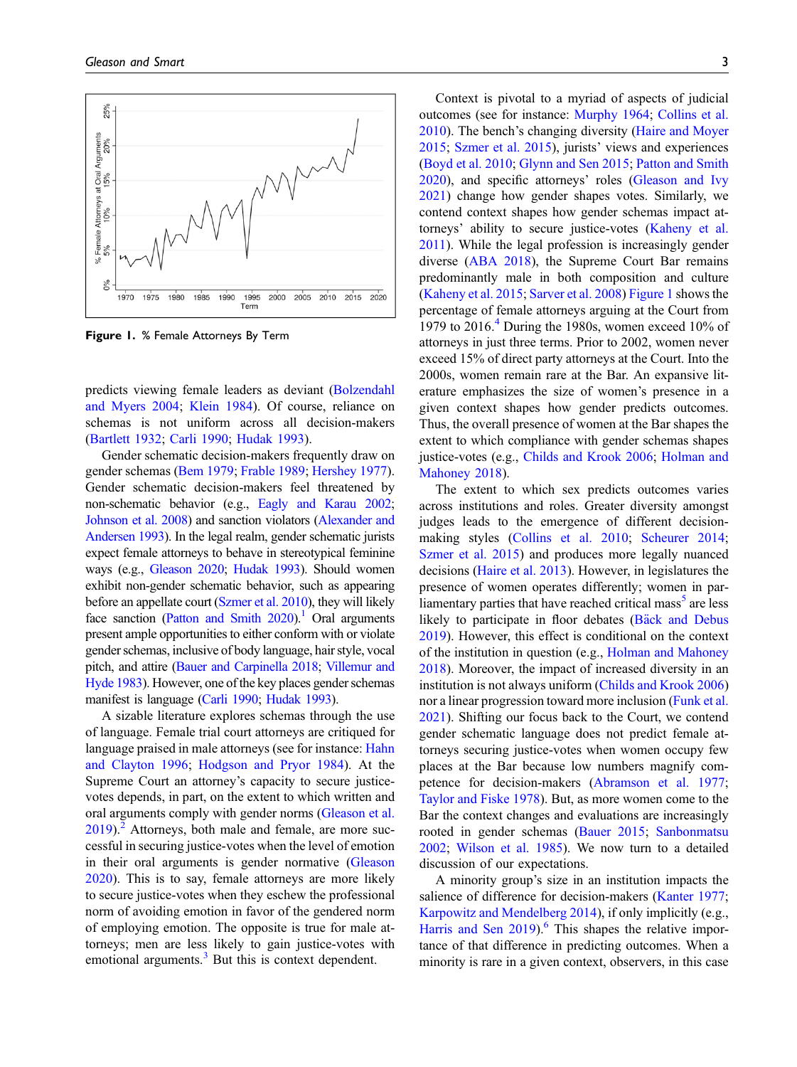**Figure 1.** % Female Attorneys By Term

predicts viewing female leaders as deviant (Bolzendahl and Myers 2004; Klein 1984). Of course, reliance on schemas is not uniform across all decision-makers (Bartlett 1932; Carli 1990; Hudak 1993).

Gender schematic decision-makers frequently draw on gender schemas (Bem 1979; Frable 1989; Hershey 1977). Gender schematic decision-makers feel threatened by non-schematic behavior (e.g., Eagly and Karau 2002; Johnson et al. 2008) and sanction violators (Alexander and Andersen 1993). In the legal realm, gender schematic jurists expect female attorneys to behave in stereotypical feminine ways (e.g., Gleason 2020; Hudak 1993). Should women exhibit non-gender schematic behavior, such as appearing before an appellate court (Szmer et al. 2010), they will likely face sanction (Patton and Smith 2020).[1] Oral arguments present ample opportunities to either conform with or violate gender schemas, inclusive of body language, hair style, vocal pitch, and attire (Bauer and Carpinella 2018; Villemur and Hyde 1983). However, one of the key places gender schemas manifest is language (Carli 1990; Hudak 1993).

A sizable literature explores schemas through the use of language. Female trial court attorneys are critiqued for language praised in male attorneys (see for instance: Hahn and Clayton 1996; Hodgson and Pryor 1984). At the Supreme Court an attorney's capacity to secure justice-votes depends, in part, on the extent to which written and oral arguments comply with gender norms (Gleason et al. 2019).[2] Attorneys, both male and female, are more successful in securing justice-votes when the level of emotion in their oral arguments is gender normative (Gleason 2020). This is to say, female attorneys are more likely to secure justice-votes when they eschew the professional norm of avoiding emotion in favor of the gendered norm of employing emotion. The opposite is true for male attorneys; men are less likely to gain justice-votes with emotional arguments.[3] But this is context dependent.

Context is pivotal to a myriad of aspects of judicial outcomes (see for instance: Murphy 1964; Collins et al. 2010). The bench's changing diversity (Haire and Moyer 2015; Szmer et al. 2015), jurists' views and experiences (Boyd et al. 2010; Glynn and Sen 2015; Patton and Smith 2020), and specific attorneys' roles (Gleason and Ivy 2021) change how gender shapes votes. Similarly, we contend context shapes how gender schemas impact attorneys' ability to secure justice-votes (Kaheny et al. 2011). While the legal profession is increasingly gender diverse (ABA 2018), the Supreme Court Bar remains predominantly male in both composition and culture (Kaheny et al. 2015; Sarver et al. 2008) Figure 1 shows the percentage of female attorneys arguing at the Court from 1979 to 2016.[4] During the 1980s, women exceed 10% of attorneys in just three terms. Prior to 2002, women never exceed 15% of direct party attorneys at the Court. Into the 2000s, women remain rare at the Bar. An expansive literature emphasizes the size of women's presence in a given context shapes how gender predicts outcomes. Thus, the overall presence of women at the Bar shapes the extent to which compliance with gender schemas shapes justice-votes (e.g., Childs and Krook 2006; Holman and Mahoney 2018).

The extent to which sex predicts outcomes varies across institutions and roles. Greater diversity amongst judges leads to the emergence of different decision-making styles (Collins et al. 2010; Scheurer 2014; Szmer et al. 2015) and produces more legally nuanced decisions (Haire et al. 2013). However, in legislatures the presence of women operates differently; women in parliamentary parties that have reached critical mass[5] are less likely to participate in floor debates (Bäck and Debus 2019). However, this effect is conditional on the context of the institution in question (e.g., Holman and Mahoney 2018). Moreover, the impact of increased diversity in an institution is not always uniform (Childs and Krook 2006) nor a linear progression toward more inclusion (Funk et al. 2021). Shifting our focus back to the Court, we contend gender schematic language does not predict female attorneys securing justice-votes when women occupy few places at the Bar because low numbers magnify competence for decision-makers (Abramson et al. 1977; Taylor and Fiske 1978). But, as more women come to the Bar the context changes and evaluations are increasingly rooted in gender schemas (Bauer 2015; Sanbonmatsu 2002; Wilson et al. 1985). We now turn to a detailed discussion of our expectations.

A minority group's size in an institution impacts the salience of difference for decision-makers (Kanter 1977; Karpowitz and Mendelberg 2014), if only implicitly (e.g., Harris and Sen 2019).[6] This shapes the relative importance of that difference in predicting outcomes. When a minority is rare in a given context, observers, in this case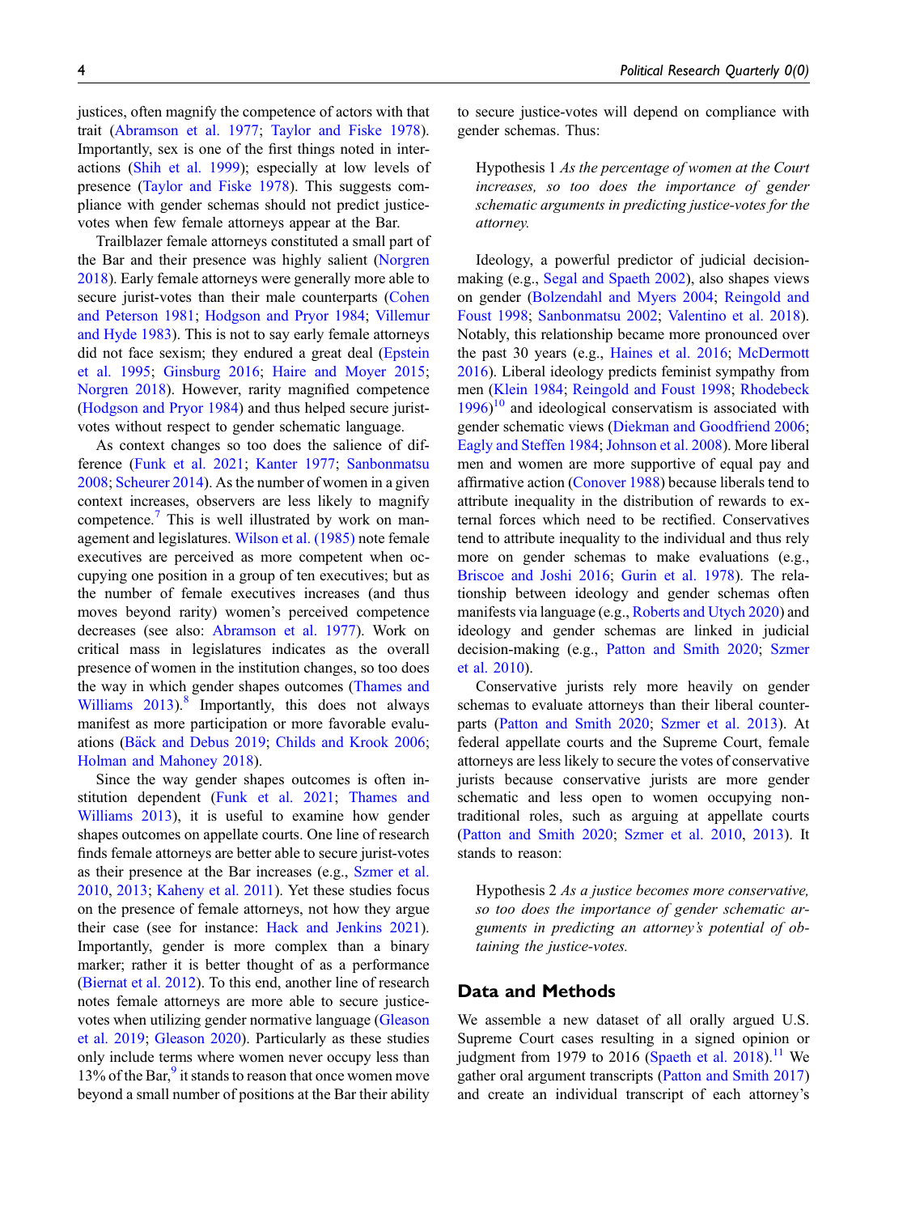justices, often magnify the competence of actors with that trait (Abramson et al. 1977; Taylor and Fiske 1978). Importantly, sex is one of the first things noted in interactions (Shih et al. 1999); especially at low levels of presence (Taylor and Fiske 1978). This suggests compliance with gender schemas should not predict justice-votes when few female attorneys appear at the Bar.

Trailblazer female attorneys constituted a small part of the Bar and their presence was highly salient (Norgren 2018). Early female attorneys were generally more able to secure jurist-votes than their male counterparts (Cohen and Peterson 1981; Hodgson and Pryor 1984; Villemur and Hyde 1983). This is not to say early female attorneys did not face sexism; they endured a great deal (Epstein et al. 1995; Ginsburg 2016; Haire and Moyer 2015; Norgren 2018). However, rarity magnified competence (Hodgson and Pryor 1984) and thus helped secure jurist-votes without respect to gender schematic language.

As context changes so too does the salience of difference (Funk et al. 2021; Kanter 1977; Sanbonmatsu 2008; Scheurer 2014). As the number of women in a given context increases, observers are less likely to magnify competence.[7] This is well illustrated by work on management and legislatures. Wilson et al. (1985) note female executives are perceived as more competent when occupying one position in a group of ten executives; but as the number of female executives increases (and thus moves beyond rarity) women's perceived competence decreases (see also: Abramson et al. 1977). Work on critical mass in legislatures indicates as the overall presence of women in the institution changes, so too does the way in which gender shapes outcomes (Thames and Williams 2013).[8] Importantly, this does not always manifest as more participation or more favorable evaluations (Bäck and Debus 2019; Childs and Krook 2006; Holman and Mahoney 2018).

Since the way gender shapes outcomes is often institution dependent (Funk et al. 2021; Thames and Williams 2013), it is useful to examine how gender shapes outcomes on appellate courts. One line of research finds female attorneys are better able to secure jurist-votes as their presence at the Bar increases (e.g., Szmer et al. 2010, 2013; Kaheny et al. 2011). Yet these studies focus on the presence of female attorneys, not how they argue their case (see for instance: Hack and Jenkins 2021). Importantly, gender is more complex than a binary marker; rather it is better thought of as a performance (Biernat et al. 2012). To this end, another line of research notes female attorneys are more able to secure justice-votes when utilizing gender normative language (Gleason et al. 2019; Gleason 2020). Particularly as these studies only include terms where women never occupy less than 13% of the Bar,[9] it stands to reason that once women move beyond a small number of positions at the Bar their ability to secure justice-votes will depend on compliance with gender schemas. Thus:

> Hypothesis 1 *As the percentage of women at the Court increases, so too does the importance of gender schematic arguments in predicting justice-votes for the attorney.*

Ideology, a powerful predictor of judicial decision-making (e.g., Segal and Spaeth 2002), also shapes views on gender (Bolzendahl and Myers 2004; Reingold and Foust 1998; Sanbonmatsu 2002; Valentino et al. 2018). Notably, this relationship became more pronounced over the past 30 years (e.g., Haines et al. 2016; McDermott 2016). Liberal ideology predicts feminist sympathy from men (Klein 1984; Reingold and Foust 1998; Rhodebeck 1996)[10] and ideological conservatism is associated with gender schematic views (Diekman and Goodfriend 2006; Eagly and Steffen 1984; Johnson et al. 2008). More liberal men and women are more supportive of equal pay and affirmative action (Conover 1988) because liberals tend to attribute inequality in the distribution of rewards to external forces which need to be rectified. Conservatives tend to attribute inequality to the individual and thus rely more on gender schemas to make evaluations (e.g., Briscoe and Joshi 2016; Gurin et al. 1978). The relationship between ideology and gender schemas often manifests via language (e.g., Roberts and Utych 2020) and ideology and gender schemas are linked in judicial decision-making (e.g., Patton and Smith 2020; Szmer et al. 2010).

Conservative jurists rely more heavily on gender schemas to evaluate attorneys than their liberal counterparts (Patton and Smith 2020; Szmer et al. 2013). At federal appellate courts and the Supreme Court, female attorneys are less likely to secure the votes of conservative jurists because conservative jurists are more gender schematic and less open to women occupying non-traditional roles, such as arguing at appellate courts (Patton and Smith 2020; Szmer et al. 2010, 2013). It stands to reason:

> Hypothesis 2 *As a justice becomes more conservative, so too does the importance of gender schematic arguments in predicting an attorney's potential of obtaining the justice-votes.*

## Data and Methods

We assemble a new dataset of all orally argued U.S. Supreme Court cases resulting in a signed opinion or judgment from 1979 to 2016 (Spaeth et al. 2018).[11] We gather oral argument transcripts (Patton and Smith 2017) and create an individual transcript of each attorney's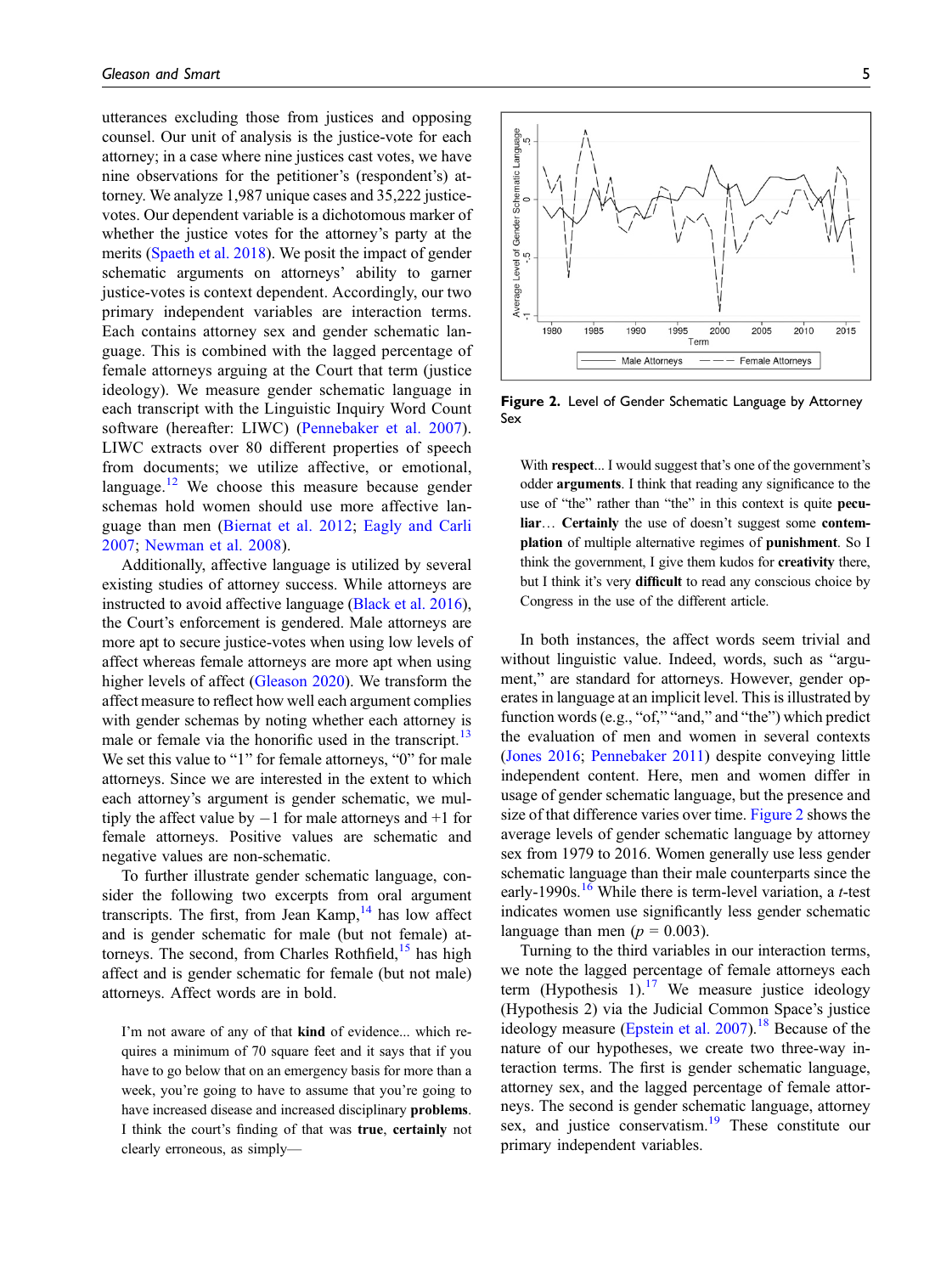utterances excluding those from justices and opposing counsel. Our unit of analysis is the justice-vote for each attorney; in a case where nine justices cast votes, we have nine observations for the petitioner's (respondent's) attorney. We analyze 1,987 unique cases and 35,222 justice-votes. Our dependent variable is a dichotomous marker of whether the justice votes for the attorney's party at the merits (Spaeth et al. 2018). We posit the impact of gender schematic arguments on attorneys' ability to garner justice-votes is context dependent. Accordingly, our two primary independent variables are interaction terms. Each contains attorney sex and gender schematic language. This is combined with the lagged percentage of female attorneys arguing at the Court that term (justice ideology). We measure gender schematic language in each transcript with the Linguistic Inquiry Word Count software (hereafter: LIWC) (Pennebaker et al. 2007). LIWC extracts over 80 different properties of speech from documents; we utilize affective, or emotional, language.[12] We choose this measure because gender schemas hold women should use more affective language than men (Biernat et al. 2012; Eagly and Carli 2007; Newman et al. 2008).

Additionally, affective language is utilized by several existing studies of attorney success. While attorneys are instructed to avoid affective language (Black et al. 2016), the Court's enforcement is gendered. Male attorneys are more apt to secure justice-votes when using low levels of affect whereas female attorneys are more apt when using higher levels of affect (Gleason 2020). We transform the affect measure to reflect how well each argument complies with gender schemas by noting whether each attorney is male or female via the honorific used in the transcript.[13] We set this value to "1" for female attorneys, "0" for male attorneys. Since we are interested in the extent to which each attorney's argument is gender schematic, we multiply the affect value by −1 for male attorneys and +1 for female attorneys. Positive values are schematic and negative values are non-schematic.

To further illustrate gender schematic language, consider the following two excerpts from oral argument transcripts. The first, from Jean Kamp,[14] has low affect and is gender schematic for male (but not female) attorneys. The second, from Charles Rothfield,[15] has high affect and is gender schematic for female (but not male) attorneys. Affect words are in bold.

> I'm not aware of any of that **kind** of evidence... which requires a minimum of 70 square feet and it says that if you have to go below that on an emergency basis for more than a week, you're going to have to assume that you're going to have increased disease and increased disciplinary **problems**. I think the court's finding of that was **true**, **certainly** not clearly erroneous, as simply—

Figure 2. Level of Gender Schematic Language by Attorney Sex

> With **respect**... I would suggest that's one of the government's odder **arguments**. I think that reading any significance to the use of "the" rather than "the" in this context is quite **peculiar**… **Certainly** the use of doesn't suggest some **contemplation** of multiple alternative regimes of **punishment**. So I think the government, I give them kudos for **creativity** there, but I think it's very **difficult** to read any conscious choice by Congress in the use of the different article.

In both instances, the affect words seem trivial and without linguistic value. Indeed, words, such as "argument," are standard for attorneys. However, gender operates in language at an implicit level. This is illustrated by function words (e.g., "of," "and," and "the") which predict the evaluation of men and women in several contexts (Jones 2016; Pennebaker 2011) despite conveying little independent content. Here, men and women differ in usage of gender schematic language, but the presence and size of that difference varies over time. Figure 2 shows the average levels of gender schematic language by attorney sex from 1979 to 2016. Women generally use less gender schematic language than their male counterparts since the early-1990s.[16] While there is term-level variation, a $t$-test indicates women use significantly less gender schematic language than men ($p = 0.003$).

Turning to the third variables in our interaction terms, we note the lagged percentage of female attorneys each term (Hypothesis 1).[17] We measure justice ideology (Hypothesis 2) via the Judicial Common Space's justice ideology measure (Epstein et al. 2007).[18] Because of the nature of our hypotheses, we create two three-way interaction terms. The first is gender schematic language, attorney sex, and the lagged percentage of female attorneys. The second is gender schematic language, attorney sex, and justice conservatism.[19] These constitute our primary independent variables.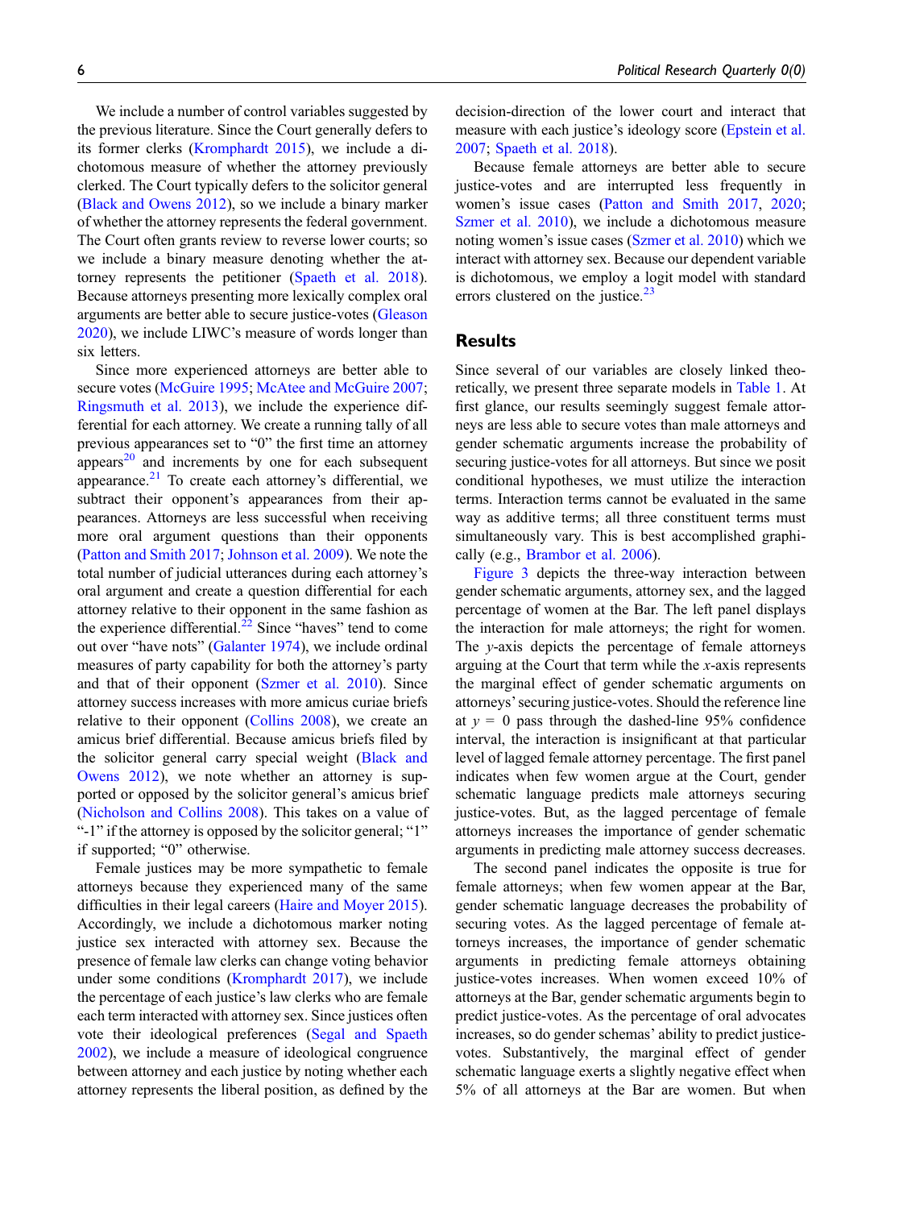We include a number of control variables suggested by the previous literature. Since the Court generally defers to its former clerks (Kromphardt 2015), we include a dichotomous measure of whether the attorney previously clerked. The Court typically defers to the solicitor general (Black and Owens 2012), so we include a binary marker of whether the attorney represents the federal government. The Court often grants review to reverse lower courts; so we include a binary measure denoting whether the attorney represents the petitioner (Spaeth et al. 2018). Because attorneys presenting more lexically complex oral arguments are better able to secure justice-votes (Gleason 2020), we include LIWC's measure of words longer than six letters.

Since more experienced attorneys are better able to secure votes (McGuire 1995; McAtee and McGuire 2007; Ringsmuth et al. 2013), we include the experience differential for each attorney. We create a running tally of all previous appearances set to "0" the first time an attorney appears[20] and increments by one for each subsequent appearance.[21] To create each attorney's differential, we subtract their opponent's appearances from their appearances. Attorneys are less successful when receiving more oral argument questions than their opponents (Patton and Smith 2017; Johnson et al. 2009). We note the total number of judicial utterances during each attorney's oral argument and create a question differential for each attorney relative to their opponent in the same fashion as the experience differential.[22] Since "haves" tend to come out over "have nots" (Galanter 1974), we include ordinal measures of party capability for both the attorney's party and that of their opponent (Szmer et al. 2010). Since attorney success increases with more amicus curiae briefs relative to their opponent (Collins 2008), we create an amicus brief differential. Because amicus briefs filed by the solicitor general carry special weight (Black and Owens 2012), we note whether an attorney is supported or opposed by the solicitor general's amicus brief (Nicholson and Collins 2008). This takes on a value of "-1" if the attorney is opposed by the solicitor general; "1" if supported; "0" otherwise.

Female justices may be more sympathetic to female attorneys because they experienced many of the same difficulties in their legal careers (Haire and Moyer 2015). Accordingly, we include a dichotomous marker noting justice sex interacted with attorney sex. Because the presence of female law clerks can change voting behavior under some conditions (Kromphardt 2017), we include the percentage of each justice's law clerks who are female each term interacted with attorney sex. Since justices often vote their ideological preferences (Segal and Spaeth 2002), we include a measure of ideological congruence between attorney and each justice by noting whether each attorney represents the liberal position, as defined by the decision-direction of the lower court and interact that measure with each justice's ideology score (Epstein et al. 2007; Spaeth et al. 2018).

Because female attorneys are better able to secure justice-votes and are interrupted less frequently in women's issue cases (Patton and Smith 2017, 2020; Szmer et al. 2010), we include a dichotomous measure noting women's issue cases (Szmer et al. 2010) which we interact with attorney sex. Because our dependent variable is dichotomous, we employ a logit model with standard errors clustered on the justice.[23]

## Results

Since several of our variables are closely linked theoretically, we present three separate models in Table 1. At first glance, our results seemingly suggest female attorneys are less able to secure votes than male attorneys and gender schematic arguments increase the probability of securing justice-votes for all attorneys. But since we posit conditional hypotheses, we must utilize the interaction terms. Interaction terms cannot be evaluated in the same way as additive terms; all three constituent terms must simultaneously vary. This is best accomplished graphically (e.g., Brambor et al. 2006).

Figure 3 depicts the three-way interaction between gender schematic arguments, attorney sex, and the lagged percentage of women at the Bar. The left panel displays the interaction for male attorneys; the right for women. The $y$-axis depicts the percentage of female attorneys arguing at the Court that term while the $x$-axis represents the marginal effect of gender schematic arguments on attorneys' securing justice-votes. Should the reference line at $y = 0$ pass through the dashed-line 95% confidence interval, the interaction is insignificant at that particular level of lagged female attorney percentage. The first panel indicates when few women argue at the Court, gender schematic language predicts male attorneys securing justice-votes. But, as the lagged percentage of female attorneys increases the importance of gender schematic arguments in predicting male attorney success decreases.

The second panel indicates the opposite is true for female attorneys; when few women appear at the Bar, gender schematic language decreases the probability of securing votes. As the lagged percentage of female attorneys increases, the importance of gender schematic arguments in predicting female attorneys obtaining justice-votes increases. When women exceed 10% of attorneys at the Bar, gender schematic arguments begin to predict justice-votes. As the percentage of oral advocates increases, so do gender schemas' ability to predict justice-votes. Substantively, the marginal effect of gender schematic language exerts a slightly negative effect when 5% of all attorneys at the Bar are women. But when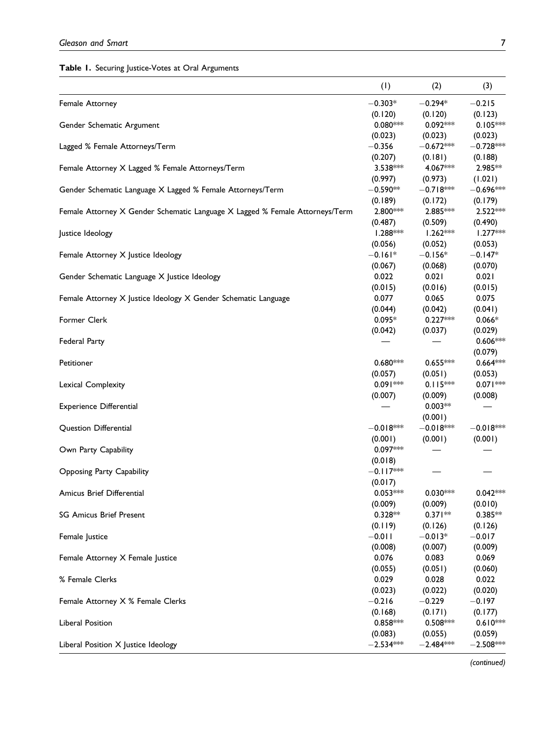**Table 1.** Securing Justice-Votes at Oral Arguments

| | (1) | (2) | (3) |
|---|---|---|---|
| Female Attorney | −0.303* | −0.294* | −0.215 |
| | (0.120) | (0.120) | (0.123) |
| Gender Schematic Argument | 0.080*** | 0.092*** | 0.105*** |
| | (0.023) | (0.023) | (0.023) |
| Lagged % Female Attorneys/Term | −0.356 | −0.672*** | −0.728*** |
| | (0.207) | (0.181) | (0.188) |
| Female Attorney X Lagged % Female Attorneys/Term | 3.538*** | 4.067*** | 2.985** |
| | (0.997) | (0.973) | (1.021) |
| Gender Schematic Language X Lagged % Female Attorneys/Term | −0.590** | −0.718*** | −0.696*** |
| | (0.189) | (0.172) | (0.179) |
| Female Attorney X Gender Schematic Language X Lagged % Female Attorneys/Term | 2.800*** | 2.885*** | 2.522*** |
| | (0.487) | (0.509) | (0.490) |
| Justice Ideology | 1.288*** | 1.262*** | 1.277*** |
| | (0.056) | (0.052) | (0.053) |
| Female Attorney X Justice Ideology | −0.161* | −0.156* | −0.147* |
| | (0.067) | (0.068) | (0.070) |
| Gender Schematic Language X Justice Ideology | 0.022 | 0.021 | 0.021 |
| | (0.015) | (0.016) | (0.015) |
| Female Attorney X Justice Ideology X Gender Schematic Language | 0.077 | 0.065 | 0.075 |
| | (0.044) | (0.042) | (0.041) |
| Former Clerk | 0.095* | 0.227*** | 0.066* |
| | (0.042) | (0.037) | (0.029) |
| Federal Party | — | — | 0.606*** |
| | | | (0.079) |
| Petitioner | 0.680*** | 0.655*** | 0.664*** |
| | (0.057) | (0.051) | (0.053) |
| Lexical Complexity | 0.091*** | 0.115*** | 0.071*** |
| | (0.007) | (0.009) | (0.008) |
| Experience Differential | — | 0.003** | — |
| | | (0.001) | |
| Question Differential | −0.018*** | −0.018*** | −0.018*** |
| | (0.001) | (0.001) | (0.001) |
| Own Party Capability | 0.097*** | — | — |
| | (0.018) | | |
| Opposing Party Capability | −0.117*** | — | — |
| | (0.017) | | |
| Amicus Brief Differential | 0.053*** | 0.030*** | 0.042*** |
| | (0.009) | (0.009) | (0.010) |
| SG Amicus Brief Present | 0.328** | 0.371** | 0.385** |
| | (0.119) | (0.126) | (0.126) |
| Female Justice | −0.011 | −0.013* | −0.017 |
| | (0.008) | (0.007) | (0.009) |
| Female Attorney X Female Justice | 0.076 | 0.083 | 0.069 |
| | (0.055) | (0.051) | (0.060) |
| % Female Clerks | 0.029 | 0.028 | 0.022 |
| | (0.023) | (0.022) | (0.020) |
| Female Attorney X % Female Clerks | −0.216 | −0.229 | −0.197 |
| | (0.168) | (0.171) | (0.177) |
| Liberal Position | 0.858*** | 0.508*** | 0.610*** |
| | (0.083) | (0.055) | (0.059) |
| Liberal Position X Justice Ideology | −2.534*** | −2.484*** | −2.508*** |

*(continued)*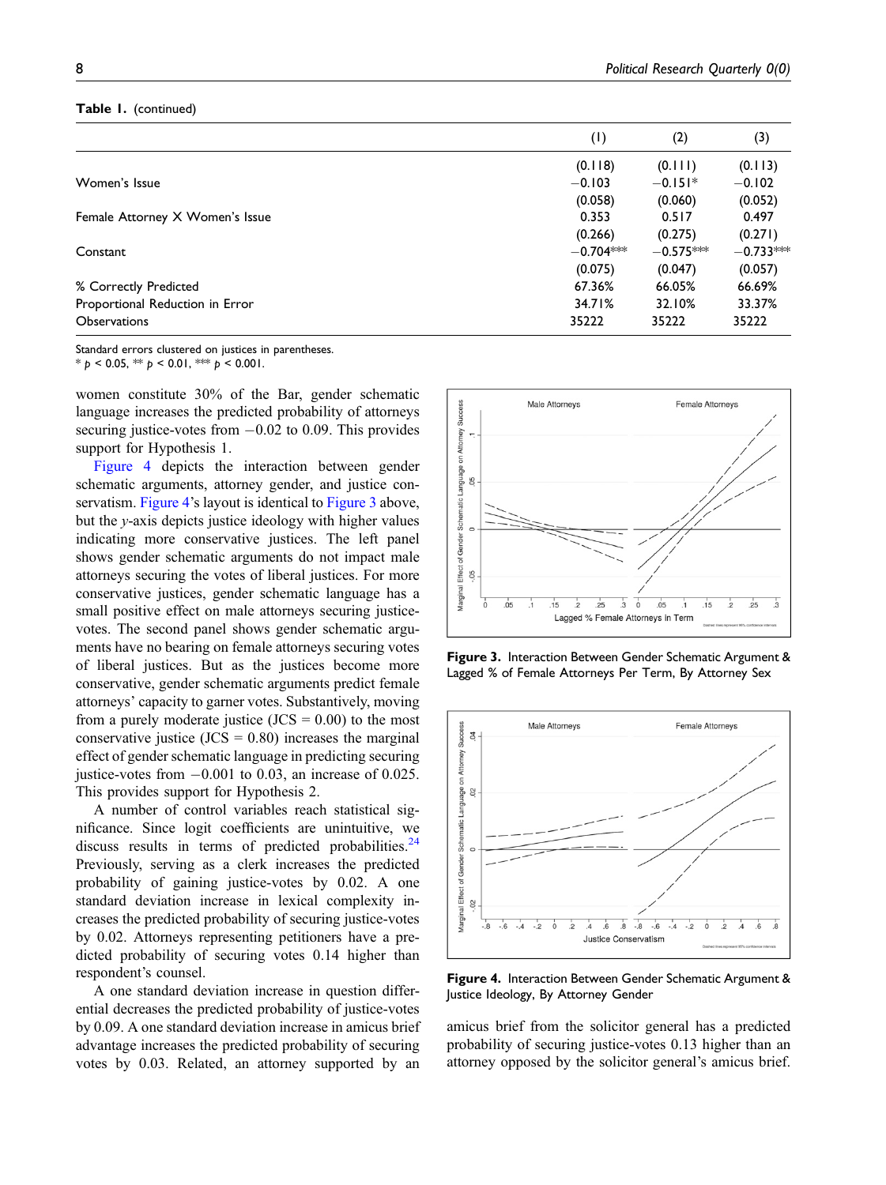**Table 1.** (continued)

| | (1) | (2) | (3) |
|---|---|---|---|
| | (0.118) | (0.111) | (0.113) |
| Women's Issue | −0.103 | −0.151* | −0.102 |
| | (0.058) | (0.060) | (0.052) |
| Female Attorney X Women's Issue | 0.353 | 0.517 | 0.497 |
| | (0.266) | (0.275) | (0.271) |
| Constant | −0.704*** | −0.575*** | −0.733*** |
| | (0.075) | (0.047) | (0.057) |
| % Correctly Predicted | 67.36% | 66.05% | 66.69% |
| Proportional Reduction in Error | 34.71% | 32.10% | 33.37% |
| Observations | 35222 | 35222 | 35222 |

Standard errors clustered on justices in parentheses.
* $p < 0.05$, ** $p < 0.01$, *** $p < 0.001$.

women constitute 30% of the Bar, gender schematic language increases the predicted probability of attorneys securing justice-votes from −0.02 to 0.09. This provides support for Hypothesis 1.

Figure 4 depicts the interaction between gender schematic arguments, attorney gender, and justice conservatism. Figure 4's layout is identical to Figure 3 above, but the *y*-axis depicts justice ideology with higher values indicating more conservative justices. The left panel shows gender schematic arguments do not impact male attorneys securing the votes of liberal justices. For more conservative justices, gender schematic language has a small positive effect on male attorneys securing justice-votes. The second panel shows gender schematic arguments have no bearing on female attorneys securing votes of liberal justices. But as the justices become more conservative, gender schematic arguments predict female attorneys' capacity to garner votes. Substantively, moving from a purely moderate justice (JCS = 0.00) to the most conservative justice (JCS = 0.80) increases the marginal effect of gender schematic language in predicting securing justice-votes from −0.001 to 0.03, an increase of 0.025. This provides support for Hypothesis 2.

A number of control variables reach statistical significance. Since logit coefficients are unintuitive, we discuss results in terms of predicted probabilities.[24] Previously, serving as a clerk increases the predicted probability of gaining justice-votes by 0.02. A one standard deviation increase in lexical complexity increases the predicted probability of securing justice-votes by 0.02. Attorneys representing petitioners have a predicted probability of securing votes 0.14 higher than respondent's counsel.

A one standard deviation increase in question differential decreases the predicted probability of justice-votes by 0.09. A one standard deviation increase in amicus brief advantage increases the predicted probability of securing votes by 0.03. Related, an attorney supported by an amicus brief from the solicitor general has a predicted probability of securing justice-votes 0.13 higher than an attorney opposed by the solicitor general's amicus brief.

**Figure 3.** Interaction Between Gender Schematic Argument & Lagged % of Female Attorneys Per Term, By Attorney Sex

**Figure 4.** Interaction Between Gender Schematic Argument & Justice Ideology, By Attorney Gender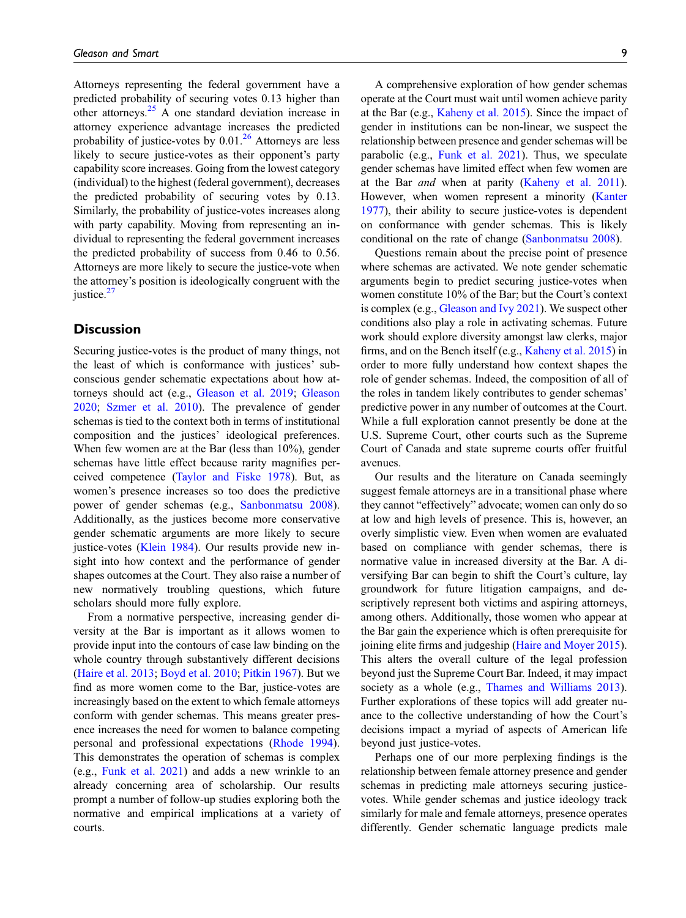Attorneys representing the federal government have a predicted probability of securing votes 0.13 higher than other attorneys.[25] A one standard deviation increase in attorney experience advantage increases the predicted probability of justice-votes by 0.01.[26] Attorneys are less likely to secure justice-votes as their opponent's party capability score increases. Going from the lowest category (individual) to the highest (federal government), decreases the predicted probability of securing votes by 0.13. Similarly, the probability of justice-votes increases along with party capability. Moving from representing an individual to representing the federal government increases the predicted probability of success from 0.46 to 0.56. Attorneys are more likely to secure the justice-vote when the attorney's position is ideologically congruent with the justice.[27]

## Discussion

Securing justice-votes is the product of many things, not the least of which is conformance with justices' subconscious gender schematic expectations about how attorneys should act (e.g., Gleason et al. 2019; Gleason 2020; Szmer et al. 2010). The prevalence of gender schemas is tied to the context both in terms of institutional composition and the justices' ideological preferences. When few women are at the Bar (less than 10%), gender schemas have little effect because rarity magnifies perceived competence (Taylor and Fiske 1978). But, as women's presence increases so too does the predictive power of gender schemas (e.g., Sanbonmatsu 2008). Additionally, as the justices become more conservative gender schematic arguments are more likely to secure justice-votes (Klein 1984). Our results provide new insight into how context and the performance of gender shapes outcomes at the Court. They also raise a number of new normatively troubling questions, which future scholars should more fully explore.

From a normative perspective, increasing gender diversity at the Bar is important as it allows women to provide input into the contours of case law binding on the whole country through substantively different decisions (Haire et al. 2013; Boyd et al. 2010; Pitkin 1967). But we find as more women come to the Bar, justice-votes are increasingly based on the extent to which female attorneys conform with gender schemas. This means greater presence increases the need for women to balance competing personal and professional expectations (Rhode 1994). This demonstrates the operation of schemas is complex (e.g., Funk et al. 2021) and adds a new wrinkle to an already concerning area of scholarship. Our results prompt a number of follow-up studies exploring both the normative and empirical implications at a variety of courts.

A comprehensive exploration of how gender schemas operate at the Court must wait until women achieve parity at the Bar (e.g., Kaheny et al. 2015). Since the impact of gender in institutions can be non-linear, we suspect the relationship between presence and gender schemas will be parabolic (e.g., Funk et al. 2021). Thus, we speculate gender schemas have limited effect when few women are at the Bar *and* when at parity (Kaheny et al. 2011). However, when women represent a minority (Kanter 1977), their ability to secure justice-votes is dependent on conformance with gender schemas. This is likely conditional on the rate of change (Sanbonmatsu 2008).

Questions remain about the precise point of presence where schemas are activated. We note gender schematic arguments begin to predict securing justice-votes when women constitute 10% of the Bar; but the Court's context is complex (e.g., Gleason and Ivy 2021). We suspect other conditions also play a role in activating schemas. Future work should explore diversity amongst law clerks, major firms, and on the Bench itself (e.g., Kaheny et al. 2015) in order to more fully understand how context shapes the role of gender schemas. Indeed, the composition of all of the roles in tandem likely contributes to gender schemas' predictive power in any number of outcomes at the Court. While a full exploration cannot presently be done at the U.S. Supreme Court, other courts such as the Supreme Court of Canada and state supreme courts offer fruitful avenues.

Our results and the literature on Canada seemingly suggest female attorneys are in a transitional phase where they cannot "effectively" advocate; women can only do so at low and high levels of presence. This is, however, an overly simplistic view. Even when women are evaluated based on compliance with gender schemas, there is normative value in increased diversity at the Bar. A diversifying Bar can begin to shift the Court's culture, lay groundwork for future litigation campaigns, and descriptively represent both victims and aspiring attorneys, among others. Additionally, those women who appear at the Bar gain the experience which is often prerequisite for joining elite firms and judgeship (Haire and Moyer 2015). This alters the overall culture of the legal profession beyond just the Supreme Court Bar. Indeed, it may impact society as a whole (e.g., Thames and Williams 2013). Further explorations of these topics will add greater nuance to the collective understanding of how the Court's decisions impact a myriad of aspects of American life beyond just justice-votes.

Perhaps one of our more perplexing findings is the relationship between female attorney presence and gender schemas in predicting male attorneys securing justice-votes. While gender schemas and justice ideology track similarly for male and female attorneys, presence operates differently. Gender schematic language predicts male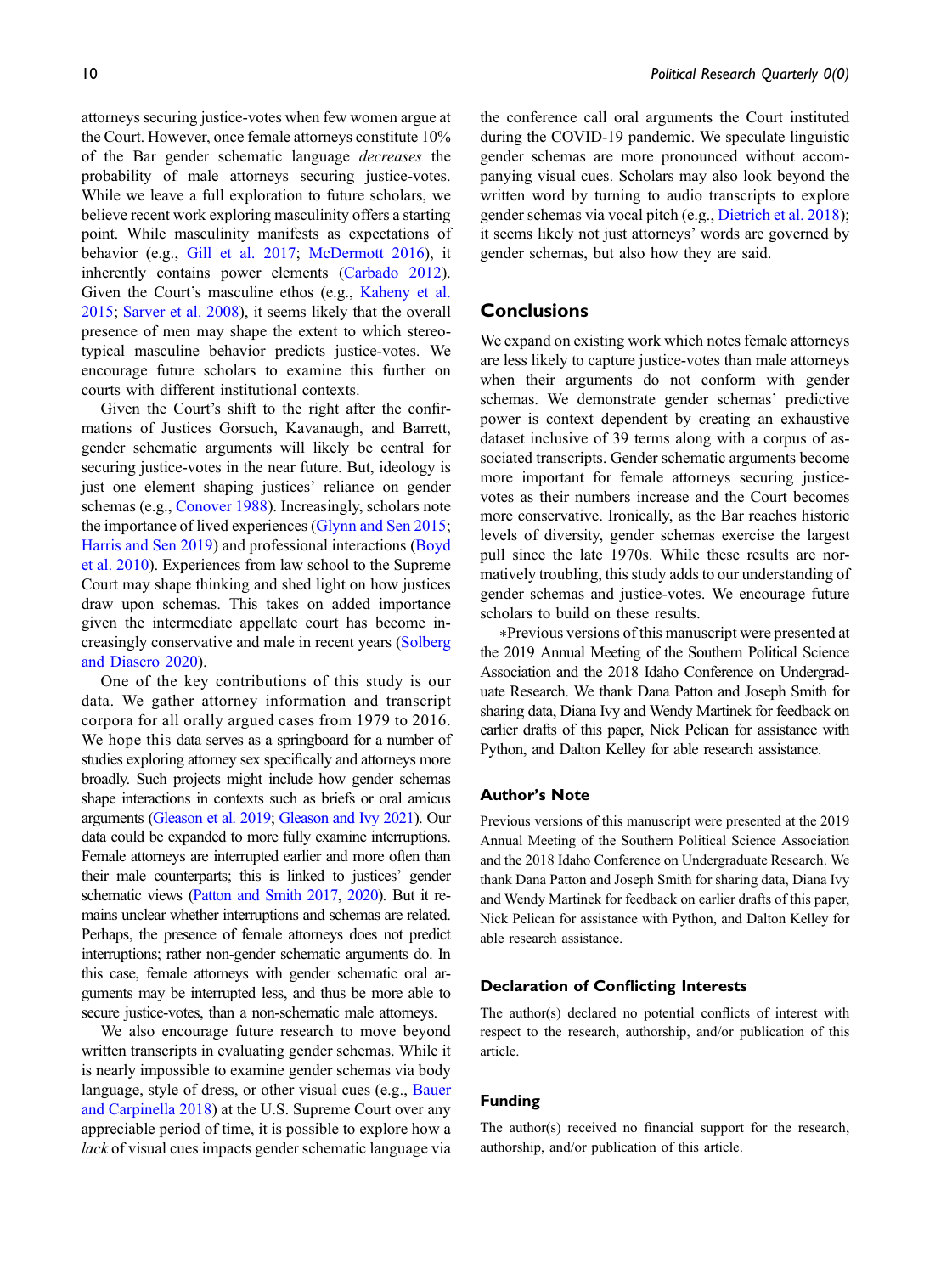attorneys securing justice-votes when few women argue at the Court. However, once female attorneys constitute 10% of the Bar gender schematic language *decreases* the probability of male attorneys securing justice-votes. While we leave a full exploration to future scholars, we believe recent work exploring masculinity offers a starting point. While masculinity manifests as expectations of behavior (e.g., Gill et al. 2017; McDermott 2016), it inherently contains power elements (Carbado 2012). Given the Court's masculine ethos (e.g., Kaheny et al. 2015; Sarver et al. 2008), it seems likely that the overall presence of men may shape the extent to which stereotypical masculine behavior predicts justice-votes. We encourage future scholars to examine this further on courts with different institutional contexts.

Given the Court's shift to the right after the confirmations of Justices Gorsuch, Kavanaugh, and Barrett, gender schematic arguments will likely be central for securing justice-votes in the near future. But, ideology is just one element shaping justices' reliance on gender schemas (e.g., Conover 1988). Increasingly, scholars note the importance of lived experiences (Glynn and Sen 2015; Harris and Sen 2019) and professional interactions (Boyd et al. 2010). Experiences from law school to the Supreme Court may shape thinking and shed light on how justices draw upon schemas. This takes on added importance given the intermediate appellate court has become increasingly conservative and male in recent years (Solberg and Diascro 2020).

One of the key contributions of this study is our data. We gather attorney information and transcript corpora for all orally argued cases from 1979 to 2016. We hope this data serves as a springboard for a number of studies exploring attorney sex specifically and attorneys more broadly. Such projects might include how gender schemas shape interactions in contexts such as briefs or oral amicus arguments (Gleason et al. 2019; Gleason and Ivy 2021). Our data could be expanded to more fully examine interruptions. Female attorneys are interrupted earlier and more often than their male counterparts; this is linked to justices' gender schematic views (Patton and Smith 2017, 2020). But it remains unclear whether interruptions and schemas are related. Perhaps, the presence of female attorneys does not predict interruptions; rather non-gender schematic arguments do. In this case, female attorneys with gender schematic oral arguments may be interrupted less, and thus be more able to secure justice-votes, than a non-schematic male attorneys.

We also encourage future research to move beyond written transcripts in evaluating gender schemas. While it is nearly impossible to examine gender schemas via body language, style of dress, or other visual cues (e.g., Bauer and Carpinella 2018) at the U.S. Supreme Court over any appreciable period of time, it is possible to explore how a *lack* of visual cues impacts gender schematic language via the conference call oral arguments the Court instituted during the COVID-19 pandemic. We speculate linguistic gender schemas are more pronounced without accompanying visual cues. Scholars may also look beyond the written word by turning to audio transcripts to explore gender schemas via vocal pitch (e.g., Dietrich et al. 2018); it seems likely not just attorneys' words are governed by gender schemas, but also how they are said.

## Conclusions

We expand on existing work which notes female attorneys are less likely to capture justice-votes than male attorneys when their arguments do not conform with gender schemas. We demonstrate gender schemas' predictive power is context dependent by creating an exhaustive dataset inclusive of 39 terms along with a corpus of associated transcripts. Gender schematic arguments become more important for female attorneys securing justice-votes as their numbers increase and the Court becomes more conservative. Ironically, as the Bar reaches historic levels of diversity, gender schemas exercise the largest pull since the late 1970s. While these results are normatively troubling, this study adds to our understanding of gender schemas and justice-votes. We encourage future scholars to build on these results.

*Previous versions of this manuscript were presented at the 2019 Annual Meeting of the Southern Political Science Association and the 2018 Idaho Conference on Undergraduate Research. We thank Dana Patton and Joseph Smith for sharing data, Diana Ivy and Wendy Martinek for feedback on earlier drafts of this paper, Nick Pelican for assistance with Python, and Dalton Kelley for able research assistance.

### Author's Note

Previous versions of this manuscript were presented at the 2019 Annual Meeting of the Southern Political Science Association and the 2018 Idaho Conference on Undergraduate Research. We thank Dana Patton and Joseph Smith for sharing data, Diana Ivy and Wendy Martinek for feedback on earlier drafts of this paper, Nick Pelican for assistance with Python, and Dalton Kelley for able research assistance.

### Declaration of Conflicting Interests

The author(s) declared no potential conflicts of interest with respect to the research, authorship, and/or publication of this article.

### Funding

The author(s) received no financial support for the research, authorship, and/or publication of this article.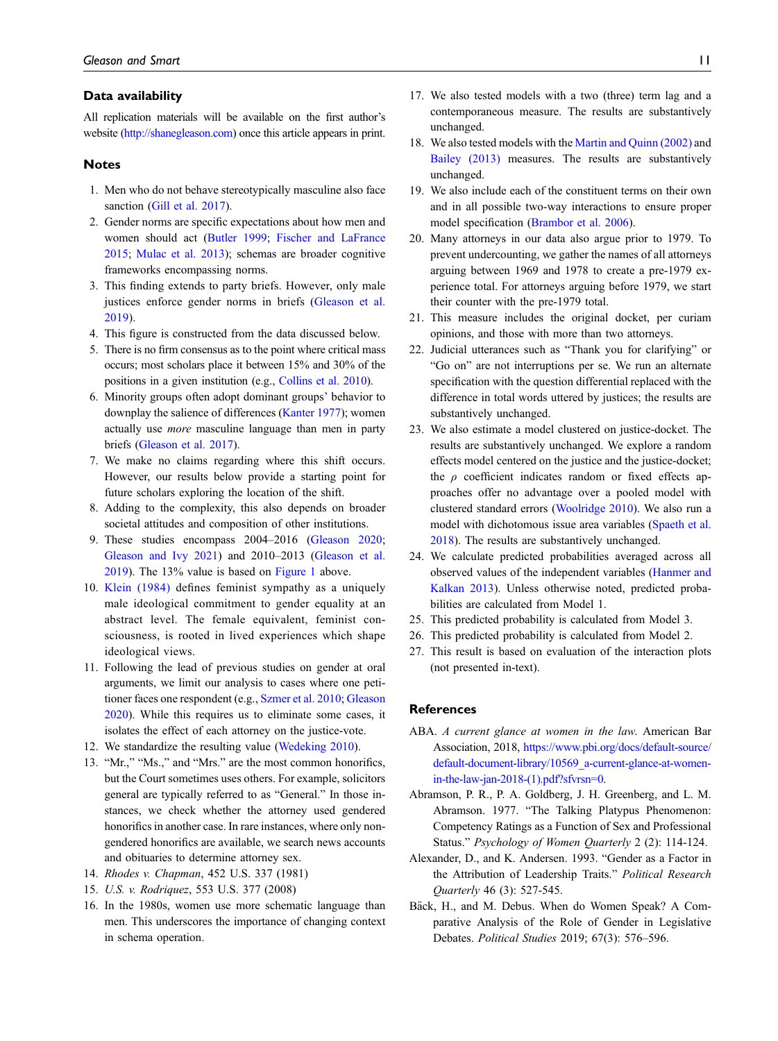## Data availability

All replication materials will be available on the first author's website (http://shanegleason.com) once this article appears in print.

## Notes

1. Men who do not behave stereotypically masculine also face sanction (Gill et al. 2017).
2. Gender norms are specific expectations about how men and women should act (Butler 1999; Fischer and LaFrance 2015; Mulac et al. 2013); schemas are broader cognitive frameworks encompassing norms.
3. This finding extends to party briefs. However, only male justices enforce gender norms in briefs (Gleason et al. 2019).
4. This figure is constructed from the data discussed below.
5. There is no firm consensus as to the point where critical mass occurs; most scholars place it between 15% and 30% of the positions in a given institution (e.g., Collins et al. 2010).
6. Minority groups often adopt dominant groups' behavior to downplay the salience of differences (Kanter 1977); women actually use *more* masculine language than men in party briefs (Gleason et al. 2017).
7. We make no claims regarding where this shift occurs. However, our results below provide a starting point for future scholars exploring the location of the shift.
8. Adding to the complexity, this also depends on broader societal attitudes and composition of other institutions.
9. These studies encompass 2004–2016 (Gleason 2020; Gleason and Ivy 2021) and 2010–2013 (Gleason et al. 2019). The 13% value is based on Figure 1 above.
10. Klein (1984) defines feminist sympathy as a uniquely male ideological commitment to gender equality at an abstract level. The female equivalent, feminist consciousness, is rooted in lived experiences which shape ideological views.
11. Following the lead of previous studies on gender at oral arguments, we limit our analysis to cases where one petitioner faces one respondent (e.g., Szmer et al. 2010; Gleason 2020). While this requires us to eliminate some cases, it isolates the effect of each attorney on the justice-vote.
12. We standardize the resulting value (Wedeking 2010).
13. "Mr.," "Ms.," and "Mrs." are the most common honorifics, but the Court sometimes uses others. For example, solicitors general are typically referred to as "General." In those instances, we check whether the attorney used gendered honorifics in another case. In rare instances, where only non-gendered honorifics are available, we search news accounts and obituaries to determine attorney sex.
14. *Rhodes v. Chapman*, 452 U.S. 337 (1981)
15. *U.S. v. Rodriquez*, 553 U.S. 377 (2008)
16. In the 1980s, women use more schematic language than men. This underscores the importance of changing context in schema operation.
17. We also tested models with a two (three) term lag and a contemporaneous measure. The results are substantively unchanged.
18. We also tested models with the Martin and Quinn (2002) and Bailey (2013) measures. The results are substantively unchanged.
19. We also include each of the constituent terms on their own and in all possible two-way interactions to ensure proper model specification (Brambor et al. 2006).
20. Many attorneys in our data also argue prior to 1979. To prevent undercounting, we gather the names of all attorneys arguing between 1969 and 1978 to create a pre-1979 experience total. For attorneys arguing before 1979, we start their counter with the pre-1979 total.
21. This measure includes the original docket, per curiam opinions, and those with more than two attorneys.
22. Judicial utterances such as "Thank you for clarifying" or "Go on" are not interruptions per se. We run an alternate specification with the question differential replaced with the difference in total words uttered by justices; the results are substantively unchanged.
23. We also estimate a model clustered on justice-docket. The results are substantively unchanged. We explore a random effects model centered on the justice and the justice-docket; the $\rho$ coefficient indicates random or fixed effects approaches offer no advantage over a pooled model with clustered standard errors (Woolridge 2010). We also run a model with dichotomous issue area variables (Spaeth et al. 2018). The results are substantively unchanged.
24. We calculate predicted probabilities averaged across all observed values of the independent variables (Hanmer and Kalkan 2013). Unless otherwise noted, predicted probabilities are calculated from Model 1.
25. This predicted probability is calculated from Model 3.
26. This predicted probability is calculated from Model 2.
27. This result is based on evaluation of the interaction plots (not presented in-text).

## References

ABA. *A current glance at women in the law.* American Bar Association, 2018, https://www.pbi.org/docs/default-source/default-document-library/10569_a-current-glance-at-women-in-the-law-jan-2018-(1).pdf?sfvrsn=0.

Abramson, P. R., P. A. Goldberg, J. H. Greenberg, and L. M. Abramson. 1977. "The Talking Platypus Phenomenon: Competency Ratings as a Function of Sex and Professional Status." *Psychology of Women Quarterly* 2 (2): 114-124.

Alexander, D., and K. Andersen. 1993. "Gender as a Factor in the Attribution of Leadership Traits." *Political Research Quarterly* 46 (3): 527-545.

Bäck, H., and M. Debus. When do Women Speak? A Comparative Analysis of the Role of Gender in Legislative Debates. *Political Studies* 2019; 67(3): 576–596.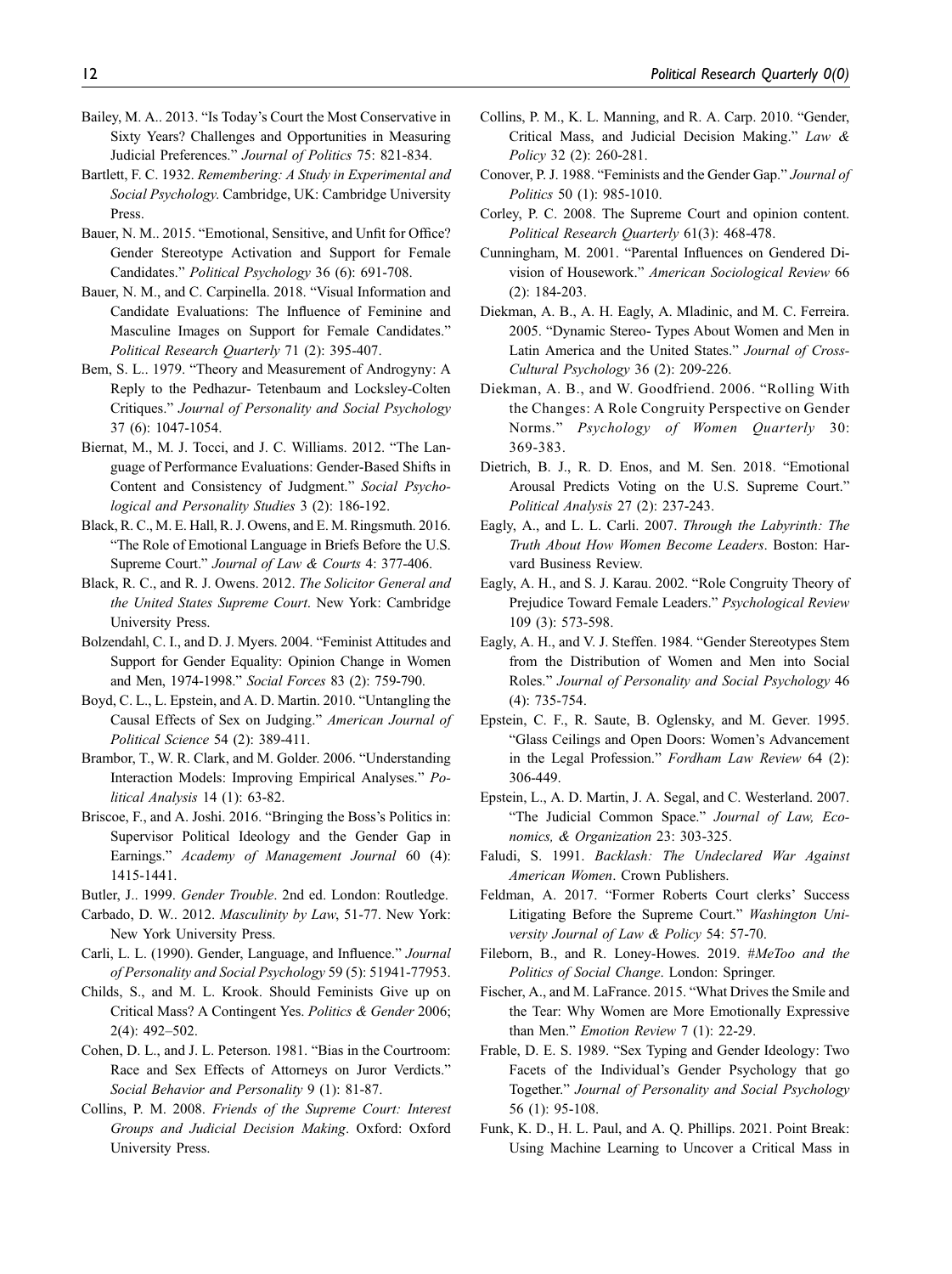Bailey, M. A.. 2013. "Is Today's Court the Most Conservative in Sixty Years? Challenges and Opportunities in Measuring Judicial Preferences." *Journal of Politics* 75: 821-834.

Bartlett, F. C. 1932. *Remembering: A Study in Experimental and Social Psychology*. Cambridge, UK: Cambridge University Press.

Bauer, N. M.. 2015. "Emotional, Sensitive, and Unfit for Office? Gender Stereotype Activation and Support for Female Candidates." *Political Psychology* 36 (6): 691-708.

Bauer, N. M., and C. Carpinella. 2018. "Visual Information and Candidate Evaluations: The Influence of Feminine and Masculine Images on Support for Female Candidates." *Political Research Quarterly* 71 (2): 395-407.

Bem, S. L.. 1979. "Theory and Measurement of Androgyny: A Reply to the Pedhazur- Tetenbaum and Locksley-Colten Critiques." *Journal of Personality and Social Psychology* 37 (6): 1047-1054.

Biernat, M., M. J. Tocci, and J. C. Williams. 2012. "The Language of Performance Evaluations: Gender-Based Shifts in Content and Consistency of Judgment." *Social Psychological and Personality Studies* 3 (2): 186-192.

Black, R. C., M. E. Hall, R. J. Owens, and E. M. Ringsmuth. 2016. "The Role of Emotional Language in Briefs Before the U.S. Supreme Court." *Journal of Law & Courts* 4: 377-406.

Black, R. C., and R. J. Owens. 2012. *The Solicitor General and the United States Supreme Court*. New York: Cambridge University Press.

Bolzendahl, C. I., and D. J. Myers. 2004. "Feminist Attitudes and Support for Gender Equality: Opinion Change in Women and Men, 1974-1998." *Social Forces* 83 (2): 759-790.

Boyd, C. L., L. Epstein, and A. D. Martin. 2010. "Untangling the Causal Effects of Sex on Judging." *American Journal of Political Science* 54 (2): 389-411.

Brambor, T., W. R. Clark, and M. Golder. 2006. "Understanding Interaction Models: Improving Empirical Analyses." *Political Analysis* 14 (1): 63-82.

Briscoe, F., and A. Joshi. 2016. "Bringing the Boss's Politics in: Supervisor Political Ideology and the Gender Gap in Earnings." *Academy of Management Journal* 60 (4): 1415-1441.

Butler, J.. 1999. *Gender Trouble*. 2nd ed. London: Routledge.

Carbado, D. W.. 2012. *Masculinity by Law*, 51-77. New York: New York University Press.

Carli, L. L. (1990). Gender, Language, and Influence." *Journal of Personality and Social Psychology* 59 (5): 51941-77953.

Childs, S., and M. L. Krook. Should Feminists Give up on Critical Mass? A Contingent Yes. *Politics & Gender* 2006; 2(4): 492–502.

Cohen, D. L., and J. L. Peterson. 1981. "Bias in the Courtroom: Race and Sex Effects of Attorneys on Juror Verdicts." *Social Behavior and Personality* 9 (1): 81-87.

Collins, P. M. 2008. *Friends of the Supreme Court: Interest Groups and Judicial Decision Making*. Oxford: Oxford University Press.

Collins, P. M., K. L. Manning, and R. A. Carp. 2010. "Gender, Critical Mass, and Judicial Decision Making." *Law & Policy* 32 (2): 260-281.

Conover, P. J. 1988. "Feminists and the Gender Gap." *Journal of Politics* 50 (1): 985-1010.

Corley, P. C. 2008. The Supreme Court and opinion content. *Political Research Quarterly* 61(3): 468-478.

Cunningham, M. 2001. "Parental Influences on Gendered Division of Housework." *American Sociological Review* 66 (2): 184-203.

Diekman, A. B., A. H. Eagly, A. Mladinic, and M. C. Ferreira. 2005. "Dynamic Stereo- Types About Women and Men in Latin America and the United States." *Journal of Cross-Cultural Psychology* 36 (2): 209-226.

Diekman, A. B., and W. Goodfriend. 2006. "Rolling With the Changes: A Role Congruity Perspective on Gender Norms." *Psychology of Women Quarterly* 30: 369-383.

Dietrich, B. J., R. D. Enos, and M. Sen. 2018. "Emotional Arousal Predicts Voting on the U.S. Supreme Court." *Political Analysis* 27 (2): 237-243.

Eagly, A., and L. L. Carli. 2007. *Through the Labyrinth: The Truth About How Women Become Leaders*. Boston: Harvard Business Review.

Eagly, A. H., and S. J. Karau. 2002. "Role Congruity Theory of Prejudice Toward Female Leaders." *Psychological Review* 109 (3): 573-598.

Eagly, A. H., and V. J. Steffen. 1984. "Gender Stereotypes Stem from the Distribution of Women and Men into Social Roles." *Journal of Personality and Social Psychology* 46 (4): 735-754.

Epstein, C. F., R. Saute, B. Oglensky, and M. Gever. 1995. "Glass Ceilings and Open Doors: Women's Advancement in the Legal Profession." *Fordham Law Review* 64 (2): 306-449.

Epstein, L., A. D. Martin, J. A. Segal, and C. Westerland. 2007. "The Judicial Common Space." *Journal of Law, Economics, & Organization* 23: 303-325.

Faludi, S. 1991. *Backlash: The Undeclared War Against American Women*. Crown Publishers.

Feldman, A. 2017. "Former Roberts Court clerks' Success Litigating Before the Supreme Court." *Washington University Journal of Law & Policy* 54: 57-70.

Fileborn, B., and R. Loney-Howes. 2019. *#MeToo and the Politics of Social Change*. London: Springer.

Fischer, A., and M. LaFrance. 2015. "What Drives the Smile and the Tear: Why Women are More Emotionally Expressive than Men." *Emotion Review* 7 (1): 22-29.

Frable, D. E. S. 1989. "Sex Typing and Gender Ideology: Two Facets of the Individual's Gender Psychology that go Together." *Journal of Personality and Social Psychology* 56 (1): 95-108.

Funk, K. D., H. L. Paul, and A. Q. Phillips. 2021. Point Break: Using Machine Learning to Uncover a Critical Mass in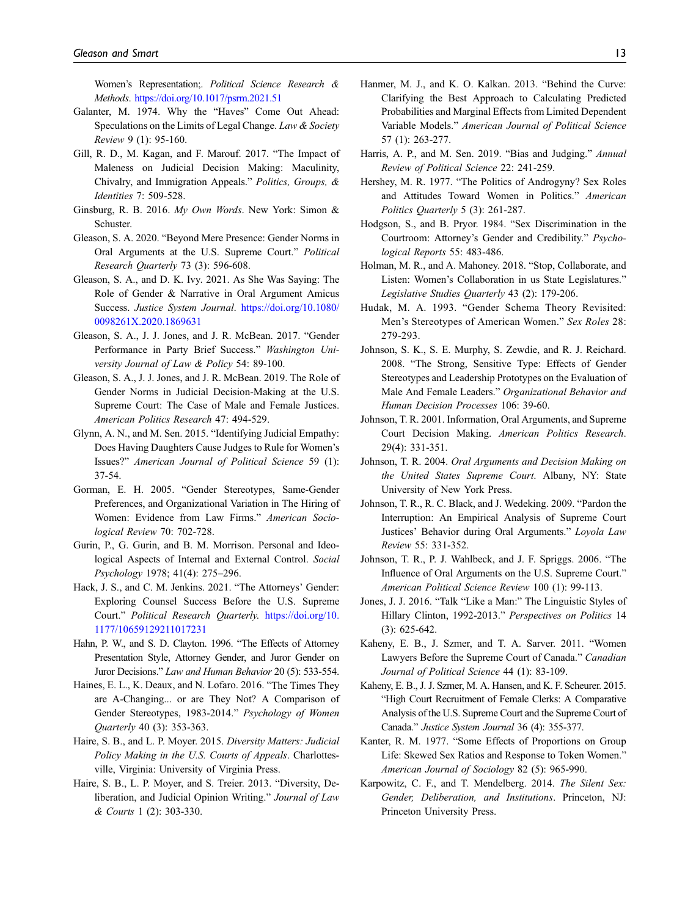Women's Representation;. *Political Science Research & Methods*. https://doi.org/10.1017/psrm.2021.51

Galanter, M. 1974. Why the "Haves" Come Out Ahead: Speculations on the Limits of Legal Change. *Law & Society Review* 9 (1): 95-160.

Gill, R. D., M. Kagan, and F. Marouf. 2017. "The Impact of Maleness on Judicial Decision Making: Maculinity, Chivalry, and Immigration Appeals." *Politics, Groups, & Identities* 7: 509-528.

Ginsburg, R. B. 2016. *My Own Words*. New York: Simon & Schuster.

Gleason, S. A. 2020. "Beyond Mere Presence: Gender Norms in Oral Arguments at the U.S. Supreme Court." *Political Research Quarterly* 73 (3): 596-608.

Gleason, S. A., and D. K. Ivy. 2021. As She Was Saying: The Role of Gender & Narrative in Oral Argument Amicus Success. *Justice System Journal*. https://doi.org/10.1080/0098261X.2020.1869631

Gleason, S. A., J. J. Jones, and J. R. McBean. 2017. "Gender Performance in Party Brief Success." *Washington University Journal of Law & Policy* 54: 89-100.

Gleason, S. A., J. J. Jones, and J. R. McBean. 2019. The Role of Gender Norms in Judicial Decision-Making at the U.S. Supreme Court: The Case of Male and Female Justices. *American Politics Research* 47: 494-529.

Glynn, A. N., and M. Sen. 2015. "Identifying Judicial Empathy: Does Having Daughters Cause Judges to Rule for Women's Issues?" *American Journal of Political Science* 59 (1): 37-54.

Gorman, E. H. 2005. "Gender Stereotypes, Same-Gender Preferences, and Organizational Variation in The Hiring of Women: Evidence from Law Firms." *American Sociological Review* 70: 702-728.

Gurin, P., G. Gurin, and B. M. Morrison. Personal and Ideological Aspects of Internal and External Control. *Social Psychology* 1978; 41(4): 275–296.

Hack, J. S., and C. M. Jenkins. 2021. "The Attorneys' Gender: Exploring Counsel Success Before the U.S. Supreme Court." *Political Research Quarterly*. https://doi.org/10.1177/10659129211017231

Hahn, P. W., and S. D. Clayton. 1996. "The Effects of Attorney Presentation Style, Attorney Gender, and Juror Gender on Juror Decisions." *Law and Human Behavior* 20 (5): 533-554.

Haines, E. L., K. Deaux, and N. Lofaro. 2016. "The Times They are A-Changing... or are They Not? A Comparison of Gender Stereotypes, 1983-2014." *Psychology of Women Quarterly* 40 (3): 353-363.

Haire, S. B., and L. P. Moyer. 2015. *Diversity Matters: Judicial Policy Making in the U.S. Courts of Appeals*. Charlottesville, Virginia: University of Virginia Press.

Haire, S. B., L. P. Moyer, and S. Treier. 2013. "Diversity, Deliberation, and Judicial Opinion Writing." *Journal of Law & Courts* 1 (2): 303-330.

Hanmer, M. J., and K. O. Kalkan. 2013. "Behind the Curve: Clarifying the Best Approach to Calculating Predicted Probabilities and Marginal Effects from Limited Dependent Variable Models." *American Journal of Political Science* 57 (1): 263-277.

Harris, A. P., and M. Sen. 2019. "Bias and Judging." *Annual Review of Political Science* 22: 241-259.

Hershey, M. R. 1977. "The Politics of Androgyny? Sex Roles and Attitudes Toward Women in Politics." *American Politics Quarterly* 5 (3): 261-287.

Hodgson, S., and B. Pryor. 1984. "Sex Discrimination in the Courtroom: Attorney's Gender and Credibility." *Psychological Reports* 55: 483-486.

Holman, M. R., and A. Mahoney. 2018. "Stop, Collaborate, and Listen: Women's Collaboration in us State Legislatures." *Legislative Studies Quarterly* 43 (2): 179-206.

Hudak, M. A. 1993. "Gender Schema Theory Revisited: Men's Stereotypes of American Women." *Sex Roles* 28: 279-293.

Johnson, S. K., S. E. Murphy, S. Zewdie, and R. J. Reichard. 2008. "The Strong, Sensitive Type: Effects of Gender Stereotypes and Leadership Prototypes on the Evaluation of Male And Female Leaders." *Organizational Behavior and Human Decision Processes* 106: 39-60.

Johnson, T. R. 2001. Information, Oral Arguments, and Supreme Court Decision Making. *American Politics Research*. 29(4): 331-351.

Johnson, T. R. 2004. *Oral Arguments and Decision Making on the United States Supreme Court*. Albany, NY: State University of New York Press.

Johnson, T. R., R. C. Black, and J. Wedeking. 2009. "Pardon the Interruption: An Empirical Analysis of Supreme Court Justices' Behavior during Oral Arguments." *Loyola Law Review* 55: 331-352.

Johnson, T. R., P. J. Wahlbeck, and J. F. Spriggs. 2006. "The Influence of Oral Arguments on the U.S. Supreme Court." *American Political Science Review* 100 (1): 99-113.

Jones, J. J. 2016. "Talk "Like a Man:" The Linguistic Styles of Hillary Clinton, 1992-2013." *Perspectives on Politics* 14 (3): 625-642.

Kaheny, E. B., J. Szmer, and T. A. Sarver. 2011. "Women Lawyers Before the Supreme Court of Canada." *Canadian Journal of Political Science* 44 (1): 83-109.

Kaheny, E. B., J. J. Szmer, M. A. Hansen, and K. F. Scheurer. 2015. "High Court Recruitment of Female Clerks: A Comparative Analysis of the U.S. Supreme Court and the Supreme Court of Canada." *Justice System Journal* 36 (4): 355-377.

Kanter, R. M. 1977. "Some Effects of Proportions on Group Life: Skewed Sex Ratios and Response to Token Women." *American Journal of Sociology* 82 (5): 965-990.

Karpowitz, C. F., and T. Mendelberg. 2014. *The Silent Sex: Gender, Deliberation, and Institutions*. Princeton, NJ: Princeton University Press.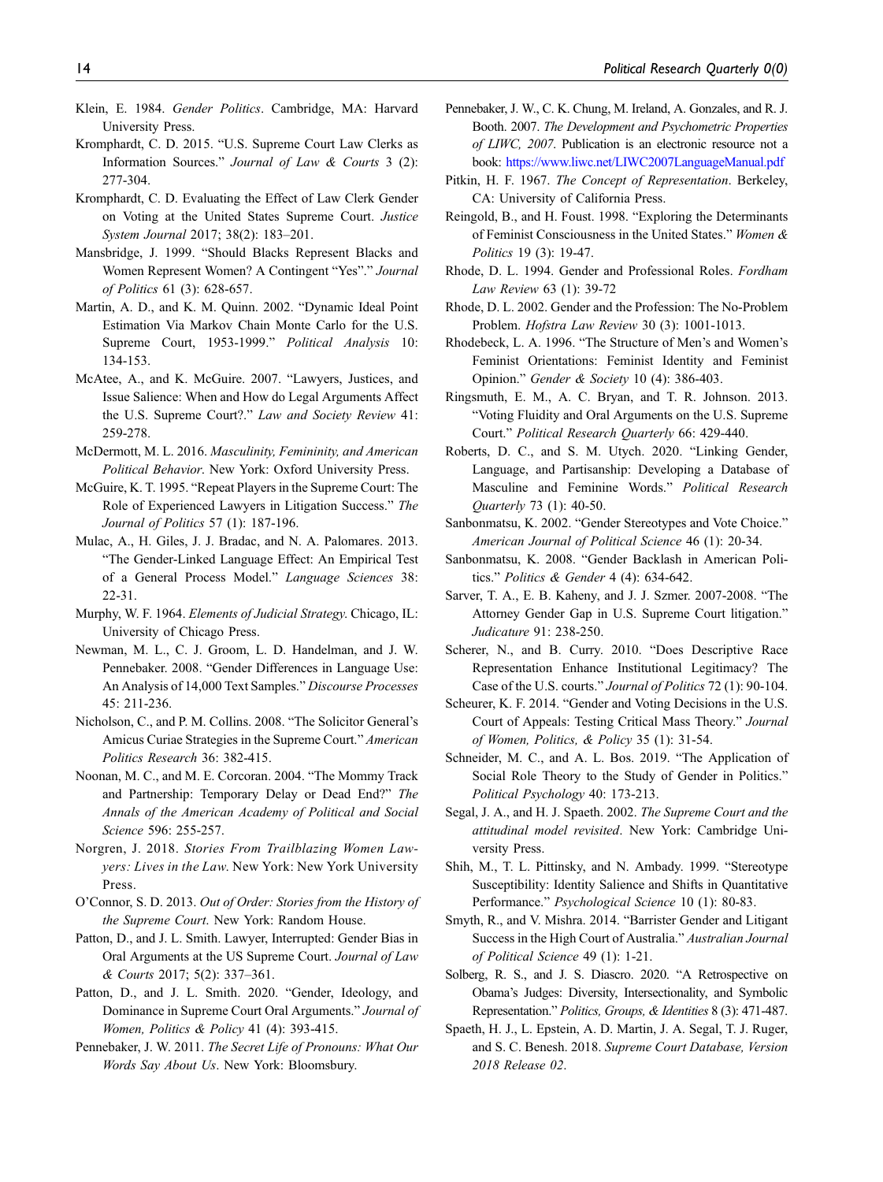Klein, E. 1984. *Gender Politics*. Cambridge, MA: Harvard University Press.

Kromphardt, C. D. 2015. "U.S. Supreme Court Law Clerks as Information Sources." *Journal of Law & Courts* 3 (2): 277-304.

Kromphardt, C. D. Evaluating the Effect of Law Clerk Gender on Voting at the United States Supreme Court. *Justice System Journal* 2017; 38(2): 183–201.

Mansbridge, J. 1999. "Should Blacks Represent Blacks and Women Represent Women? A Contingent "Yes"." *Journal of Politics* 61 (3): 628-657.

Martin, A. D., and K. M. Quinn. 2002. "Dynamic Ideal Point Estimation Via Markov Chain Monte Carlo for the U.S. Supreme Court, 1953-1999." *Political Analysis* 10: 134-153.

McAtee, A., and K. McGuire. 2007. "Lawyers, Justices, and Issue Salience: When and How do Legal Arguments Affect the U.S. Supreme Court?." *Law and Society Review* 41: 259-278.

McDermott, M. L. 2016. *Masculinity, Femininity, and American Political Behavior*. New York: Oxford University Press.

McGuire, K. T. 1995. "Repeat Players in the Supreme Court: The Role of Experienced Lawyers in Litigation Success." *The Journal of Politics* 57 (1): 187-196.

Mulac, A., H. Giles, J. J. Bradac, and N. A. Palomares. 2013. "The Gender-Linked Language Effect: An Empirical Test of a General Process Model." *Language Sciences* 38: 22-31.

Murphy, W. F. 1964. *Elements of Judicial Strategy*. Chicago, IL: University of Chicago Press.

Newman, M. L., C. J. Groom, L. D. Handelman, and J. W. Pennebaker. 2008. "Gender Differences in Language Use: An Analysis of 14,000 Text Samples." *Discourse Processes* 45: 211-236.

Nicholson, C., and P. M. Collins. 2008. "The Solicitor General's Amicus Curiae Strategies in the Supreme Court." *American Politics Research* 36: 382-415.

Noonan, M. C., and M. E. Corcoran. 2004. "The Mommy Track and Partnership: Temporary Delay or Dead End?" *The Annals of the American Academy of Political and Social Science* 596: 255-257.

Norgren, J. 2018. *Stories From Trailblazing Women Lawyers: Lives in the Law*. New York: New York University Press.

O'Connor, S. D. 2013. *Out of Order: Stories from the History of the Supreme Court*. New York: Random House.

Patton, D., and J. L. Smith. Lawyer, Interrupted: Gender Bias in Oral Arguments at the US Supreme Court. *Journal of Law & Courts* 2017; 5(2): 337–361.

Patton, D., and J. L. Smith. 2020. "Gender, Ideology, and Dominance in Supreme Court Oral Arguments." *Journal of Women, Politics & Policy* 41 (4): 393-415.

Pennebaker, J. W. 2011. *The Secret Life of Pronouns: What Our Words Say About Us*. New York: Bloomsbury.

Pennebaker, J. W., C. K. Chung, M. Ireland, A. Gonzales, and R. J. Booth. 2007. *The Development and Psychometric Properties of LIWC, 2007*. Publication is an electronic resource not a book: https://www.liwc.net/LIWC2007LanguageManual.pdf

Pitkin, H. F. 1967. *The Concept of Representation*. Berkeley, CA: University of California Press.

Reingold, B., and H. Foust. 1998. "Exploring the Determinants of Feminist Consciousness in the United States." *Women & Politics* 19 (3): 19-47.

Rhode, D. L. 1994. Gender and Professional Roles. *Fordham Law Review* 63 (1): 39-72

Rhode, D. L. 2002. Gender and the Profession: The No-Problem Problem. *Hofstra Law Review* 30 (3): 1001-1013.

Rhodebeck, L. A. 1996. "The Structure of Men's and Women's Feminist Orientations: Feminist Identity and Feminist Opinion." *Gender & Society* 10 (4): 386-403.

Ringsmuth, E. M., A. C. Bryan, and T. R. Johnson. 2013. "Voting Fluidity and Oral Arguments on the U.S. Supreme Court." *Political Research Quarterly* 66: 429-440.

Roberts, D. C., and S. M. Utych. 2020. "Linking Gender, Language, and Partisanship: Developing a Database of Masculine and Feminine Words." *Political Research Quarterly* 73 (1): 40-50.

Sanbonmatsu, K. 2002. "Gender Stereotypes and Vote Choice." *American Journal of Political Science* 46 (1): 20-34.

Sanbonmatsu, K. 2008. "Gender Backlash in American Politics." *Politics & Gender* 4 (4): 634-642.

Sarver, T. A., E. B. Kaheny, and J. J. Szmer. 2007-2008. "The Attorney Gender Gap in U.S. Supreme Court litigation." *Judicature* 91: 238-250.

Scherer, N., and B. Curry. 2010. "Does Descriptive Race Representation Enhance Institutional Legitimacy? The Case of the U.S. courts." *Journal of Politics* 72 (1): 90-104.

Scheurer, K. F. 2014. "Gender and Voting Decisions in the U.S. Court of Appeals: Testing Critical Mass Theory." *Journal of Women, Politics, & Policy* 35 (1): 31-54.

Schneider, M. C., and A. L. Bos. 2019. "The Application of Social Role Theory to the Study of Gender in Politics." *Political Psychology* 40: 173-213.

Segal, J. A., and H. J. Spaeth. 2002. *The Supreme Court and the attitudinal model revisited*. New York: Cambridge University Press.

Shih, M., T. L. Pittinsky, and N. Ambady. 1999. "Stereotype Susceptibility: Identity Salience and Shifts in Quantitative Performance." *Psychological Science* 10 (1): 80-83.

Smyth, R., and V. Mishra. 2014. "Barrister Gender and Litigant Success in the High Court of Australia." *Australian Journal of Political Science* 49 (1): 1-21.

Solberg, R. S., and J. S. Diascro. 2020. "A Retrospective on Obama's Judges: Diversity, Intersectionality, and Symbolic Representation." *Politics, Groups, & Identities* 8 (3): 471-487.

Spaeth, H. J., L. Epstein, A. D. Martin, J. A. Segal, T. J. Ruger, and S. C. Benesh. 2018. *Supreme Court Database, Version 2018 Release 02*.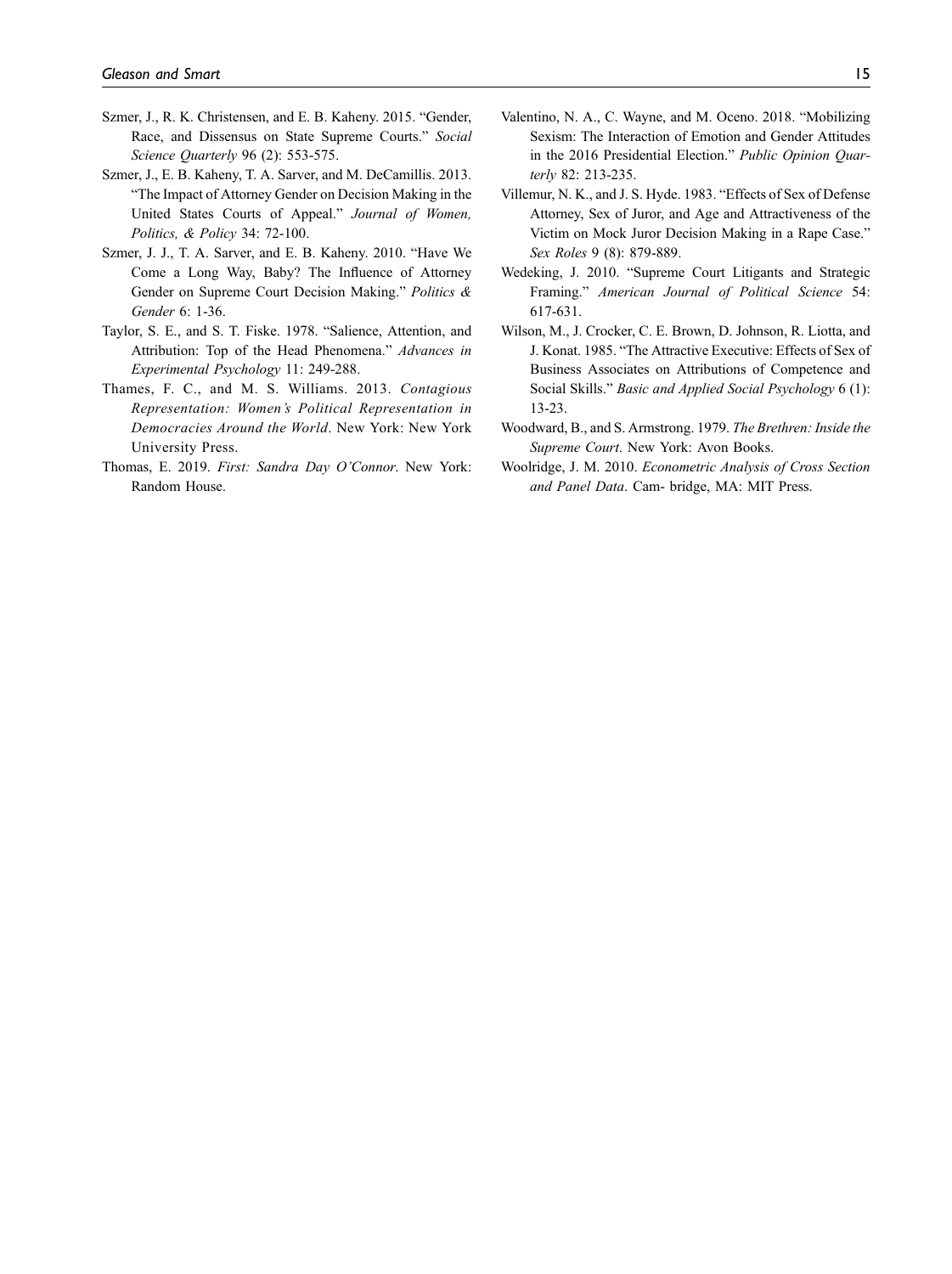Szmer, J., R. K. Christensen, and E. B. Kaheny. 2015. "Gender, Race, and Dissensus on State Supreme Courts." *Social Science Quarterly* 96 (2): 553-575.

Szmer, J., E. B. Kaheny, T. A. Sarver, and M. DeCamillis. 2013. "The Impact of Attorney Gender on Decision Making in the United States Courts of Appeal." *Journal of Women, Politics, & Policy* 34: 72-100.

Szmer, J. J., T. A. Sarver, and E. B. Kaheny. 2010. "Have We Come a Long Way, Baby? The Influence of Attorney Gender on Supreme Court Decision Making." *Politics & Gender* 6: 1-36.

Taylor, S. E., and S. T. Fiske. 1978. "Salience, Attention, and Attribution: Top of the Head Phenomena." *Advances in Experimental Psychology* 11: 249-288.

Thames, F. C., and M. S. Williams. 2013. *Contagious Representation: Women's Political Representation in Democracies Around the World*. New York: New York University Press.

Thomas, E. 2019. *First: Sandra Day O'Connor*. New York: Random House.

Valentino, N. A., C. Wayne, and M. Oceno. 2018. "Mobilizing Sexism: The Interaction of Emotion and Gender Attitudes in the 2016 Presidential Election." *Public Opinion Quarterly* 82: 213-235.

Villemur, N. K., and J. S. Hyde. 1983. "Effects of Sex of Defense Attorney, Sex of Juror, and Age and Attractiveness of the Victim on Mock Juror Decision Making in a Rape Case." *Sex Roles* 9 (8): 879-889.

Wedeking, J. 2010. "Supreme Court Litigants and Strategic Framing." *American Journal of Political Science* 54: 617-631.

Wilson, M., J. Crocker, C. E. Brown, D. Johnson, R. Liotta, and J. Konat. 1985. "The Attractive Executive: Effects of Sex of Business Associates on Attributions of Competence and Social Skills." *Basic and Applied Social Psychology* 6 (1): 13-23.

Woodward, B., and S. Armstrong. 1979. *The Brethren: Inside the Supreme Court*. New York: Avon Books.

Woolridge, J. M. 2010. *Econometric Analysis of Cross Section and Panel Data*. Cam- bridge, MA: MIT Press.